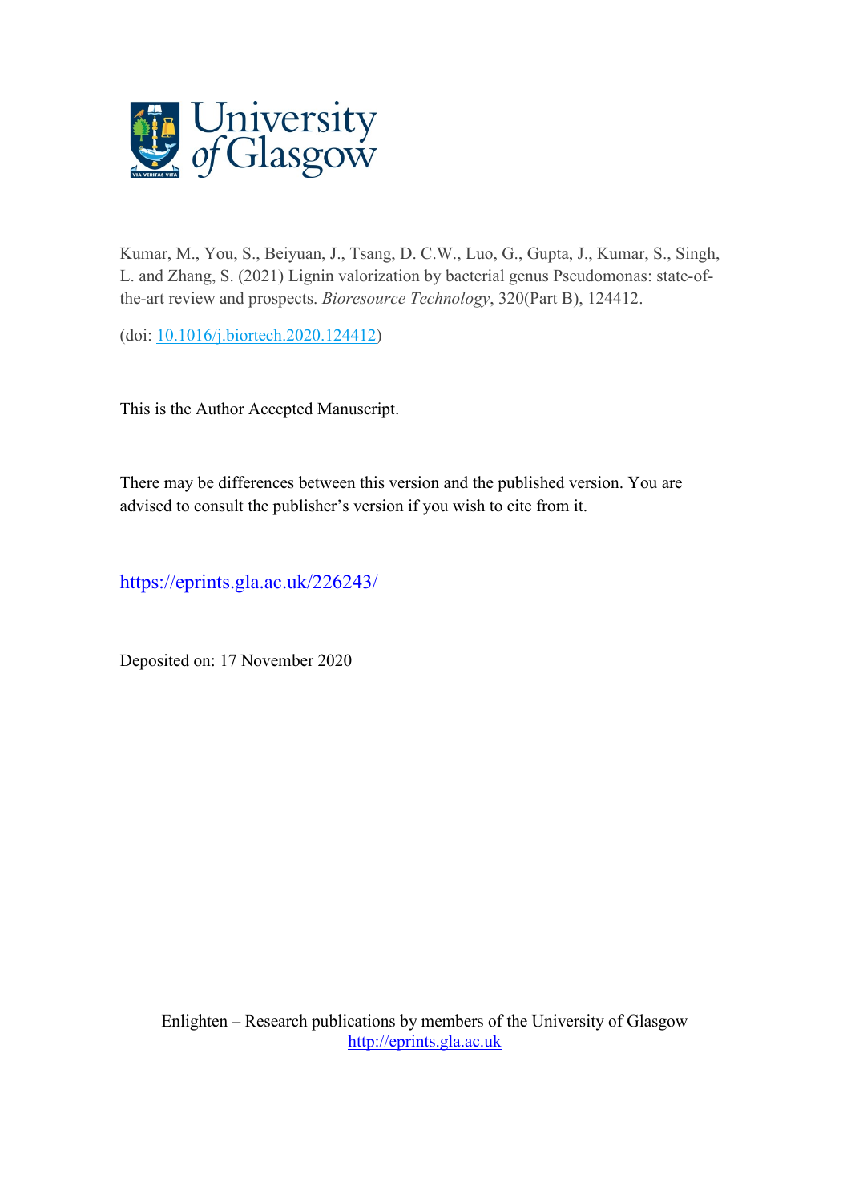Kumar, M., You, S., Beiyuan, J., Tsang, D. C.W., Luo, G., Gupta, J., Kumar, S., Singh, L. and Zhang, S. (2021) Lignin valorization by bacterial genus Pseudomonas: state-of-the-art review and prospects. *Bioresource Technology*, 320(Part B), 124412.

(doi: [10.1016/j.biortech.2020.124412](https://doi.org/10.1016/j.biortech.2020.124412))

This is the Author Accepted Manuscript.

There may be differences between this version and the published version. You are advised to consult the publisher's version if you wish to cite from it.

https://eprints.gla.ac.uk/226243/

Deposited on: 17 November 2020

Enlighten – Research publications by members of the University of Glasgow
http://eprints.gla.ac.uk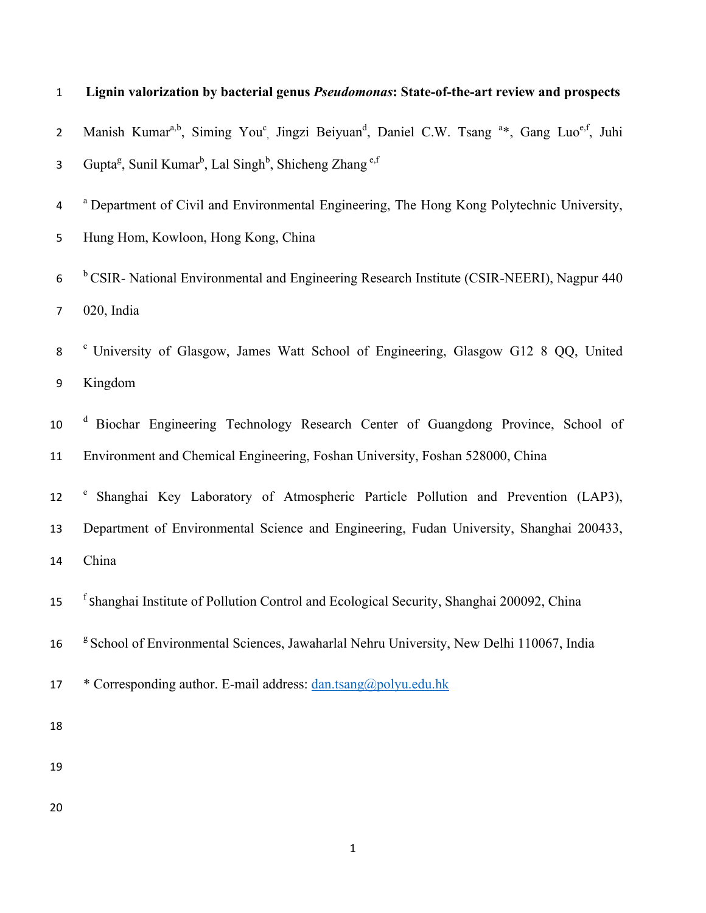# Lignin valorization by bacterial genus *Pseudomonas*: State-of-the-art review and prospects

Manish Kumar[a,b], Siming You[c], Jingzi Beiyuan[d], Daniel C.W. Tsang [a]*, Gang Luo[e,f], Juhi Gupta[g], Sunil Kumar[b], Lal Singh[b], Shicheng Zhang [e,f]

[a] Department of Civil and Environmental Engineering, The Hong Kong Polytechnic University, Hung Hom, Kowloon, Hong Kong, China

[b] CSIR- National Environmental and Engineering Research Institute (CSIR-NEERI), Nagpur 440 020, India

[c] University of Glasgow, James Watt School of Engineering, Glasgow G12 8 QQ, United Kingdom

[d] Biochar Engineering Technology Research Center of Guangdong Province, School of Environment and Chemical Engineering, Foshan University, Foshan 528000, China

[e] Shanghai Key Laboratory of Atmospheric Particle Pollution and Prevention (LAP3), Department of Environmental Science and Engineering, Fudan University, Shanghai 200433, China

[f] Shanghai Institute of Pollution Control and Ecological Security, Shanghai 200092, China

[g] School of Environmental Sciences, Jawaharlal Nehru University, New Delhi 110067, India

* Corresponding author. E-mail address: dan.tsang@polyu.edu.hk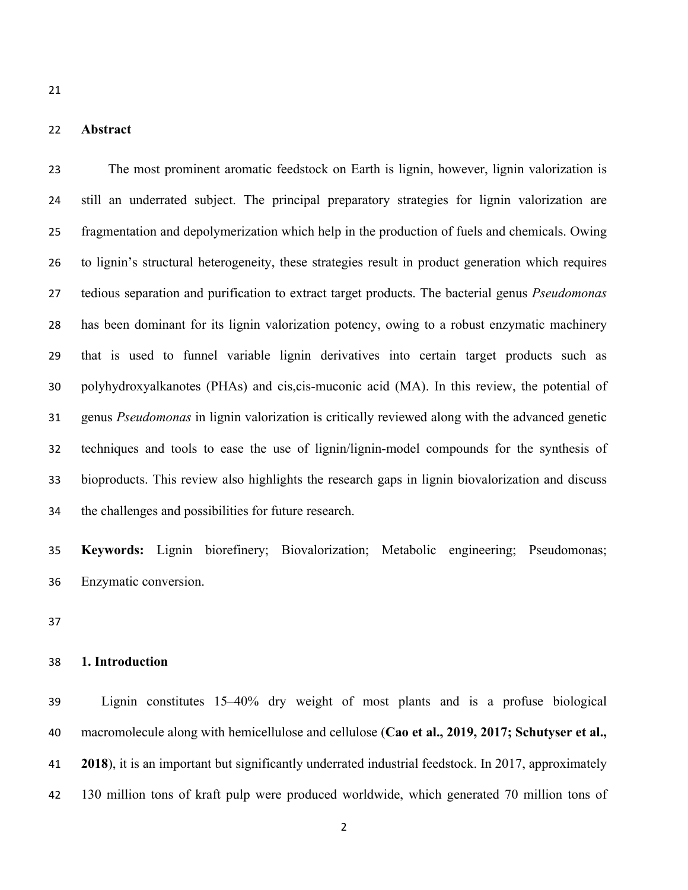## Abstract

The most prominent aromatic feedstock on Earth is lignin, however, lignin valorization is still an underrated subject. The principal preparatory strategies for lignin valorization are fragmentation and depolymerization which help in the production of fuels and chemicals. Owing to lignin's structural heterogeneity, these strategies result in product generation which requires tedious separation and purification to extract target products. The bacterial genus *Pseudomonas* has been dominant for its lignin valorization potency, owing to a robust enzymatic machinery that is used to funnel variable lignin derivatives into certain target products such as polyhydroxyalkanotes (PHAs) and cis,cis-muconic acid (MA). In this review, the potential of genus *Pseudomonas* in lignin valorization is critically reviewed along with the advanced genetic techniques and tools to ease the use of lignin/lignin-model compounds for the synthesis of bioproducts. This review also highlights the research gaps in lignin biovalorization and discuss the challenges and possibilities for future research.

**Keywords:** Lignin biorefinery; Biovalorization; Metabolic engineering; Pseudomonas; Enzymatic conversion.

## 1. Introduction

Lignin constitutes 15–40% dry weight of most plants and is a profuse biological macromolecule along with hemicellulose and cellulose (**Cao et al., 2019, 2017; Schutyser et al., 2018**), it is an important but significantly underrated industrial feedstock. In 2017, approximately 130 million tons of kraft pulp were produced worldwide, which generated 70 million tons of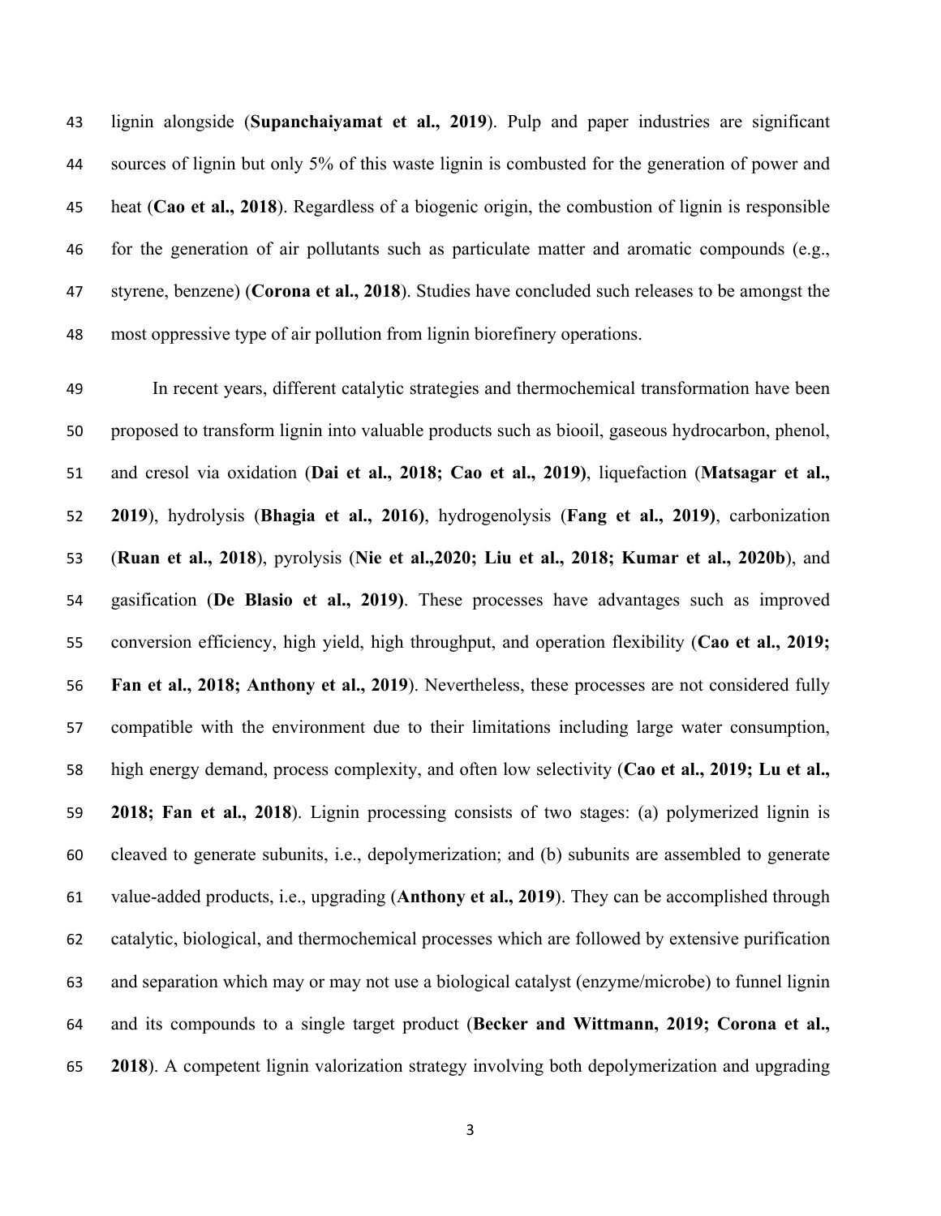lignin alongside (**Supanchaiyamat et al., 2019**). Pulp and paper industries are significant sources of lignin but only 5% of this waste lignin is combusted for the generation of power and heat (**Cao et al., 2018**). Regardless of a biogenic origin, the combustion of lignin is responsible for the generation of air pollutants such as particulate matter and aromatic compounds (e.g., styrene, benzene) (**Corona et al., 2018**). Studies have concluded such releases to be amongst the most oppressive type of air pollution from lignin biorefinery operations.

In recent years, different catalytic strategies and thermochemical transformation have been proposed to transform lignin into valuable products such as biooil, gaseous hydrocarbon, phenol, and cresol via oxidation (**Dai et al., 2018; Cao et al., 2019)**, liquefaction (**Matsagar et al., 2019**), hydrolysis (**Bhagia et al., 2016)**, hydrogenolysis (**Fang et al., 2019)**, carbonization (**Ruan et al., 2018**), pyrolysis (**Nie et al.,2020; Liu et al., 2018; Kumar et al., 2020b**), and gasification (**De Blasio et al., 2019)**. These processes have advantages such as improved conversion efficiency, high yield, high throughput, and operation flexibility (**Cao et al., 2019; Fan et al., 2018; Anthony et al., 2019**). Nevertheless, these processes are not considered fully compatible with the environment due to their limitations including large water consumption, high energy demand, process complexity, and often low selectivity (**Cao et al., 2019; Lu et al., 2018; Fan et al., 2018**). Lignin processing consists of two stages: (a) polymerized lignin is cleaved to generate subunits, i.e., depolymerization; and (b) subunits are assembled to generate value-added products, i.e., upgrading (**Anthony et al., 2019**). They can be accomplished through catalytic, biological, and thermochemical processes which are followed by extensive purification and separation which may or may not use a biological catalyst (enzyme/microbe) to funnel lignin and its compounds to a single target product (**Becker and Wittmann, 2019; Corona et al., 2018**). A competent lignin valorization strategy involving both depolymerization and upgrading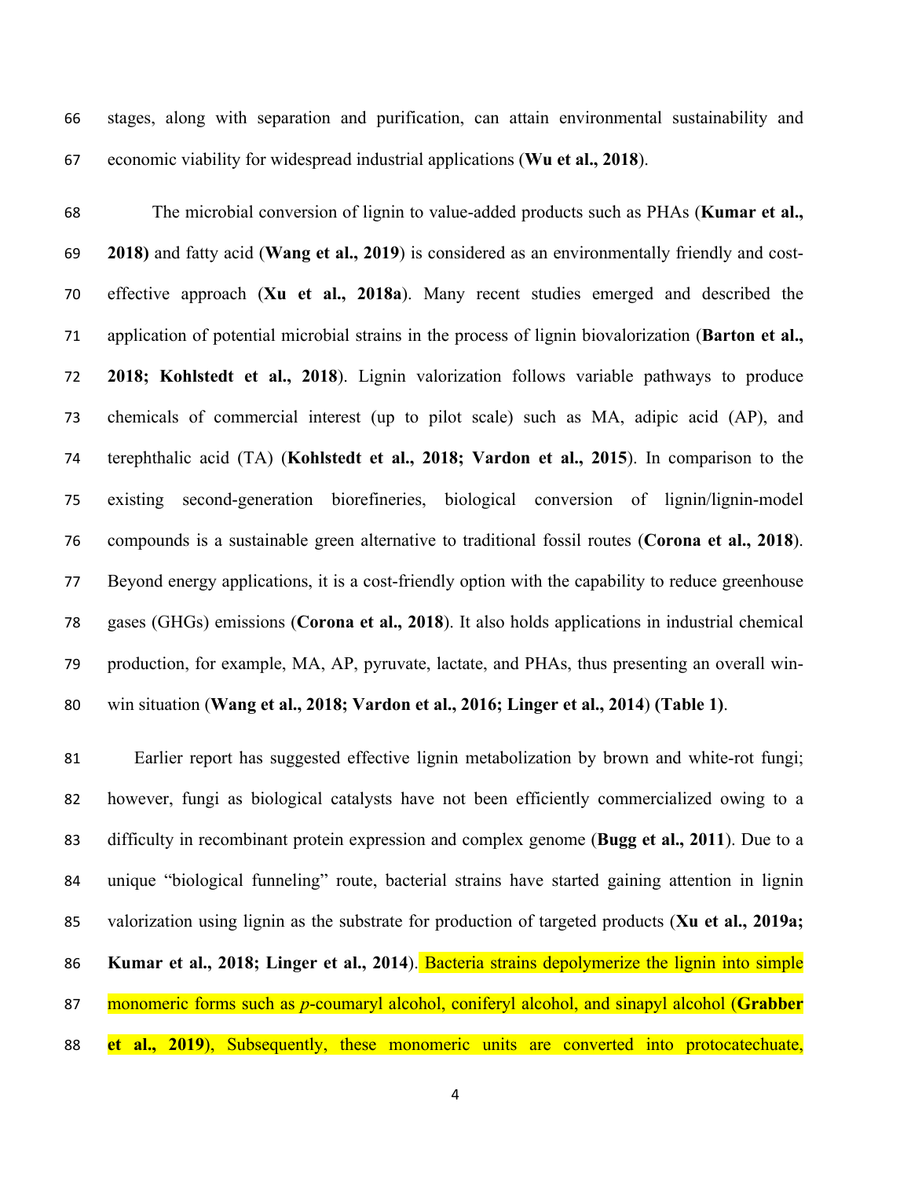stages, along with separation and purification, can attain environmental sustainability and economic viability for widespread industrial applications (**Wu et al., 2018**).

The microbial conversion of lignin to value-added products such as PHAs (**Kumar et al., 2018)** and fatty acid (**Wang et al., 2019**) is considered as an environmentally friendly and cost-effective approach (**Xu et al., 2018a**). Many recent studies emerged and described the application of potential microbial strains in the process of lignin biovalorization (**Barton et al., 2018; Kohlstedt et al., 2018**). Lignin valorization follows variable pathways to produce chemicals of commercial interest (up to pilot scale) such as MA, adipic acid (AP), and terephthalic acid (TA) (**Kohlstedt et al., 2018; Vardon et al., 2015**). In comparison to the existing second-generation biorefineries, biological conversion of lignin/lignin-model compounds is a sustainable green alternative to traditional fossil routes (**Corona et al., 2018**). Beyond energy applications, it is a cost-friendly option with the capability to reduce greenhouse gases (GHGs) emissions (**Corona et al., 2018**). It also holds applications in industrial chemical production, for example, MA, AP, pyruvate, lactate, and PHAs, thus presenting an overall win-win situation (**Wang et al., 2018; Vardon et al., 2016; Linger et al., 2014**) **(Table 1)**.

Earlier report has suggested effective lignin metabolization by brown and white-rot fungi; however, fungi as biological catalysts have not been efficiently commercialized owing to a difficulty in recombinant protein expression and complex genome (**Bugg et al., 2011**). Due to a unique "biological funneling" route, bacterial strains have started gaining attention in lignin valorization using lignin as the substrate for production of targeted products (**Xu et al., 2019a; Kumar et al., 2018; Linger et al., 2014**). Bacteria strains depolymerize the lignin into simple monomeric forms such as *p*-coumaryl alcohol, coniferyl alcohol, and sinapyl alcohol (**Grabber et al., 2019**), Subsequently, these monomeric units are converted into protocatechuate,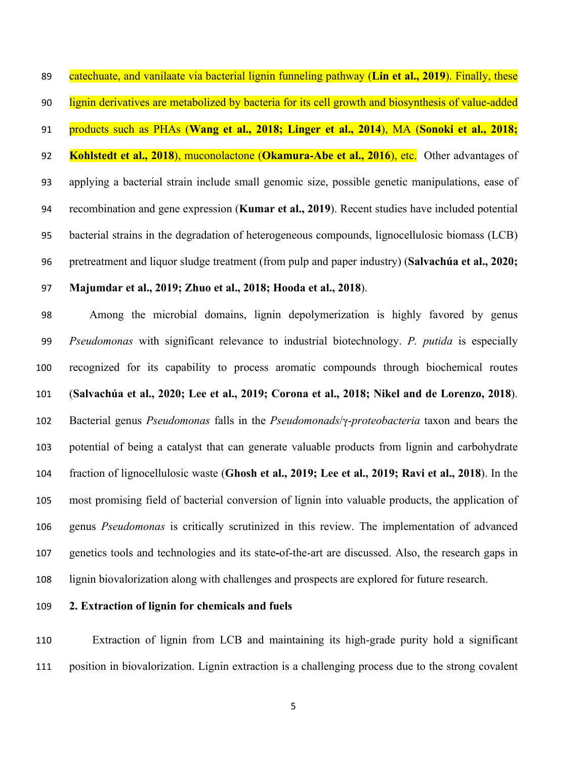catechuate, and vanilaate via bacterial lignin funneling pathway (**Lin et al., 2019**). Finally, these lignin derivatives are metabolized by bacteria for its cell growth and biosynthesis of value-added products such as PHAs (**Wang et al., 2018; Linger et al., 2014**), MA (**Sonoki et al., 2018; Kohlstedt et al., 2018**), muconolactone (**Okamura-Abe et al., 2016**), etc. Other advantages of applying a bacterial strain include small genomic size, possible genetic manipulations, ease of recombination and gene expression (**Kumar et al., 2019**). Recent studies have included potential bacterial strains in the degradation of heterogeneous compounds, lignocellulosic biomass (LCB) pretreatment and liquor sludge treatment (from pulp and paper industry) (**Salvachúa et al., 2020; Majumdar et al., 2019; Zhuo et al., 2018; Hooda et al., 2018**).

Among the microbial domains, lignin depolymerization is highly favored by genus *Pseudomonas* with significant relevance to industrial biotechnology. *P. putida* is especially recognized for its capability to process aromatic compounds through biochemical routes (**Salvachúa et al., 2020; Lee et al., 2019; Corona et al., 2018; Nikel and de Lorenzo, 2018**). Bacterial genus *Pseudomonas* falls in the *Pseudomonads*/*γ-proteobacteria* taxon and bears the potential of being a catalyst that can generate valuable products from lignin and carbohydrate fraction of lignocellulosic waste (**Ghosh et al., 2019; Lee et al., 2019; Ravi et al., 2018**). In the most promising field of bacterial conversion of lignin into valuable products, the application of genus *Pseudomonas* is critically scrutinized in this review. The implementation of advanced genetics tools and technologies and its state-of-the-art are discussed. Also, the research gaps in lignin biovalorization along with challenges and prospects are explored for future research.

## 2. Extraction of lignin for chemicals and fuels

Extraction of lignin from LCB and maintaining its high-grade purity hold a significant position in biovalorization. Lignin extraction is a challenging process due to the strong covalent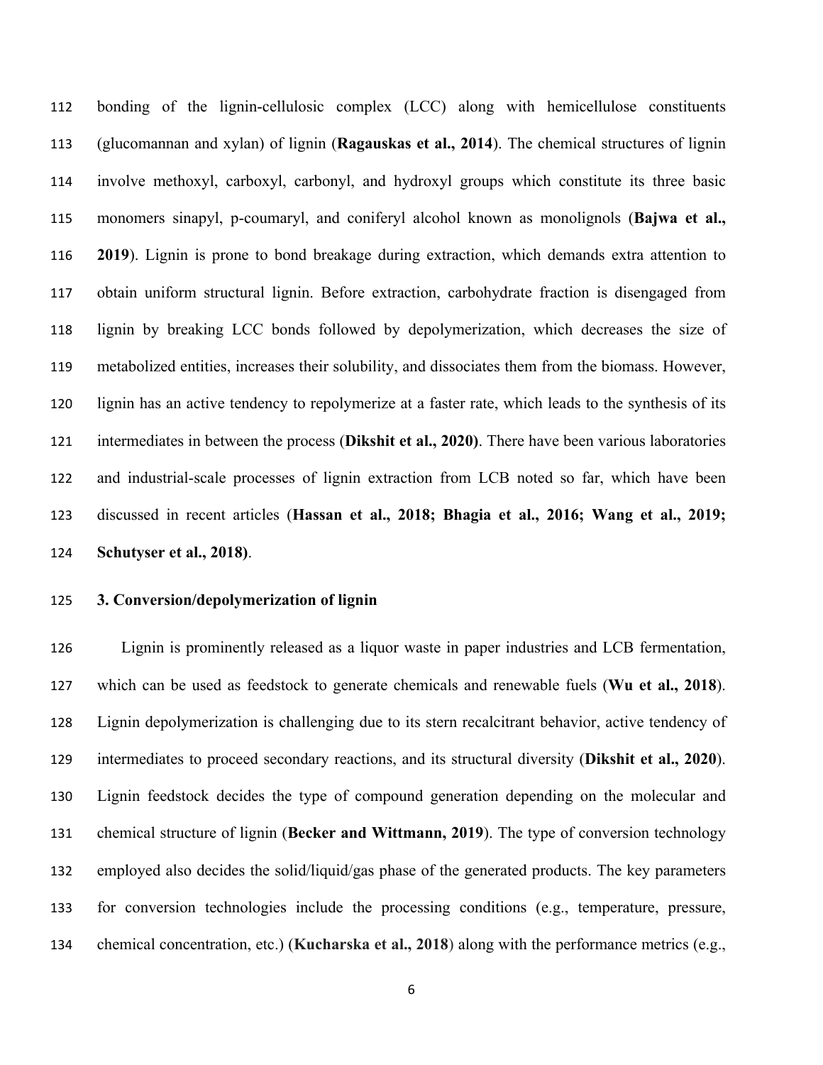bonding of the lignin-cellulosic complex (LCC) along with hemicellulose constituents (glucomannan and xylan) of lignin (**Ragauskas et al., 2014**). The chemical structures of lignin involve methoxyl, carboxyl, carbonyl, and hydroxyl groups which constitute its three basic monomers sinapyl, p-coumaryl, and coniferyl alcohol known as monolignols (**Bajwa et al., 2019**). Lignin is prone to bond breakage during extraction, which demands extra attention to obtain uniform structural lignin. Before extraction, carbohydrate fraction is disengaged from lignin by breaking LCC bonds followed by depolymerization, which decreases the size of metabolized entities, increases their solubility, and dissociates them from the biomass. However, lignin has an active tendency to repolymerize at a faster rate, which leads to the synthesis of its intermediates in between the process (**Dikshit et al., 2020)**. There have been various laboratories and industrial-scale processes of lignin extraction from LCB noted so far, which have been discussed in recent articles (**Hassan et al., 2018; Bhagia et al., 2016; Wang et al., 2019; Schutyser et al., 2018)**.

## 3. Conversion/depolymerization of lignin

Lignin is prominently released as a liquor waste in paper industries and LCB fermentation, which can be used as feedstock to generate chemicals and renewable fuels (**Wu et al., 2018**). Lignin depolymerization is challenging due to its stern recalcitrant behavior, active tendency of intermediates to proceed secondary reactions, and its structural diversity (**Dikshit et al., 2020**). Lignin feedstock decides the type of compound generation depending on the molecular and chemical structure of lignin (**Becker and Wittmann, 2019**). The type of conversion technology employed also decides the solid/liquid/gas phase of the generated products. The key parameters for conversion technologies include the processing conditions (e.g., temperature, pressure, chemical concentration, etc.) (**Kucharska et al., 2018**) along with the performance metrics (e.g.,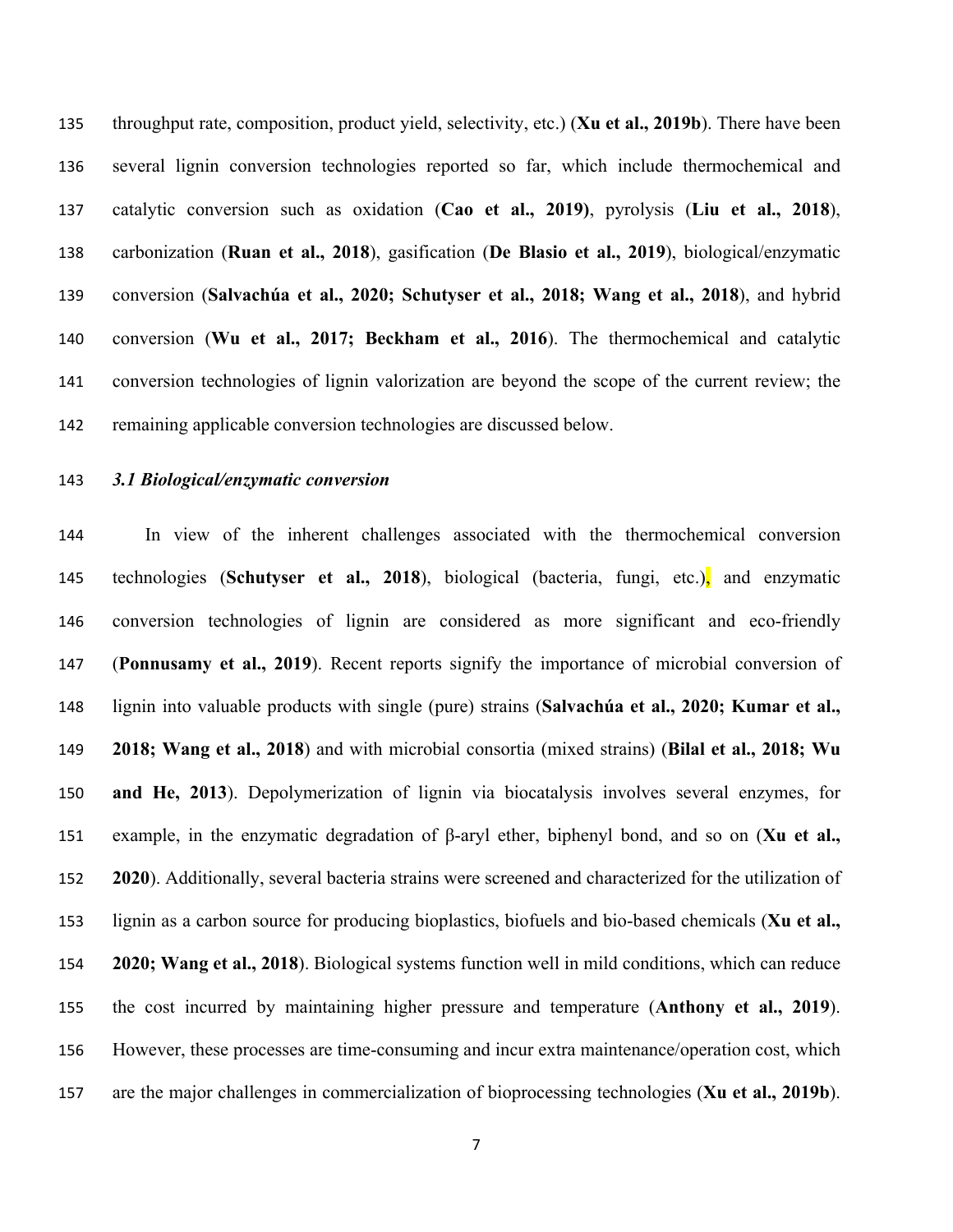throughput rate, composition, product yield, selectivity, etc.) (**Xu et al., 2019b**). There have been several lignin conversion technologies reported so far, which include thermochemical and catalytic conversion such as oxidation (**Cao et al., 2019)**, pyrolysis (**Liu et al., 2018**), carbonization (**Ruan et al., 2018**), gasification (**De Blasio et al., 2019**), biological/enzymatic conversion (**Salvachúa et al., 2020; Schutyser et al., 2018; Wang et al., 2018**), and hybrid conversion (**Wu et al., 2017; Beckham et al., 2016**). The thermochemical and catalytic conversion technologies of lignin valorization are beyond the scope of the current review; the remaining applicable conversion technologies are discussed below.

### *3.1 Biological/enzymatic conversion*

In view of the inherent challenges associated with the thermochemical conversion technologies (**Schutyser et al., 2018**), biological (bacteria, fungi, etc.), and enzymatic conversion technologies of lignin are considered as more significant and eco-friendly (**Ponnusamy et al., 2019**). Recent reports signify the importance of microbial conversion of lignin into valuable products with single (pure) strains (**Salvachúa et al., 2020; Kumar et al., 2018; Wang et al., 2018**) and with microbial consortia (mixed strains) (**Bilal et al., 2018; Wu and He, 2013**). Depolymerization of lignin via biocatalysis involves several enzymes, for example, in the enzymatic degradation of β-aryl ether, biphenyl bond, and so on (**Xu et al., 2020**). Additionally, several bacteria strains were screened and characterized for the utilization of lignin as a carbon source for producing bioplastics, biofuels and bio-based chemicals (**Xu et al., 2020; Wang et al., 2018**). Biological systems function well in mild conditions, which can reduce the cost incurred by maintaining higher pressure and temperature (**Anthony et al., 2019**). However, these processes are time-consuming and incur extra maintenance/operation cost, which are the major challenges in commercialization of bioprocessing technologies (**Xu et al., 2019b**).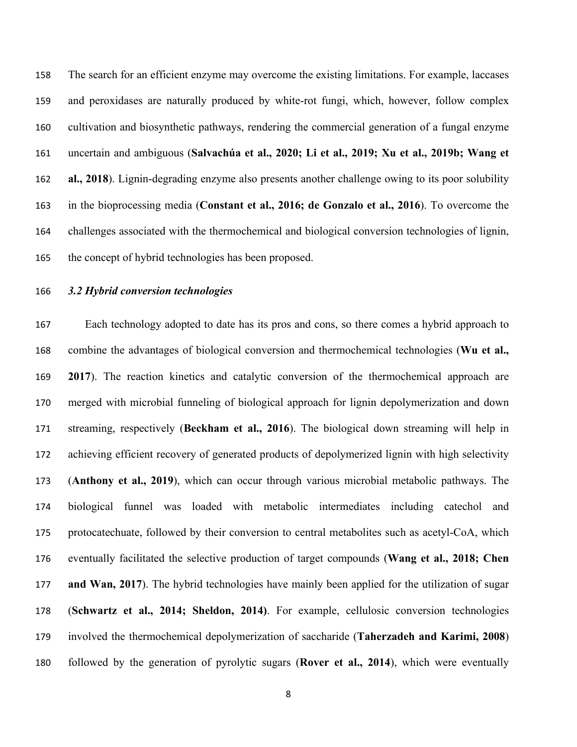The search for an efficient enzyme may overcome the existing limitations. For example, laccases and peroxidases are naturally produced by white-rot fungi, which, however, follow complex cultivation and biosynthetic pathways, rendering the commercial generation of a fungal enzyme uncertain and ambiguous (**Salvachúa et al., 2020; Li et al., 2019; Xu et al., 2019b; Wang et al., 2018**). Lignin-degrading enzyme also presents another challenge owing to its poor solubility in the bioprocessing media (**Constant et al., 2016; de Gonzalo et al., 2016**). To overcome the challenges associated with the thermochemical and biological conversion technologies of lignin, the concept of hybrid technologies has been proposed.

### *3.2 Hybrid conversion technologies*

Each technology adopted to date has its pros and cons, so there comes a hybrid approach to combine the advantages of biological conversion and thermochemical technologies (**Wu et al., 2017**). The reaction kinetics and catalytic conversion of the thermochemical approach are merged with microbial funneling of biological approach for lignin depolymerization and down streaming, respectively (**Beckham et al., 2016**). The biological down streaming will help in achieving efficient recovery of generated products of depolymerized lignin with high selectivity (**Anthony et al., 2019**), which can occur through various microbial metabolic pathways. The biological funnel was loaded with metabolic intermediates including catechol and protocatechuate, followed by their conversion to central metabolites such as acetyl-CoA, which eventually facilitated the selective production of target compounds (**Wang et al., 2018; Chen and Wan, 2017**). The hybrid technologies have mainly been applied for the utilization of sugar (**Schwartz et al., 2014; Sheldon, 2014)**. For example, cellulosic conversion technologies involved the thermochemical depolymerization of saccharide (**Taherzadeh and Karimi, 2008**) followed by the generation of pyrolytic sugars (**Rover et al., 2014**), which were eventually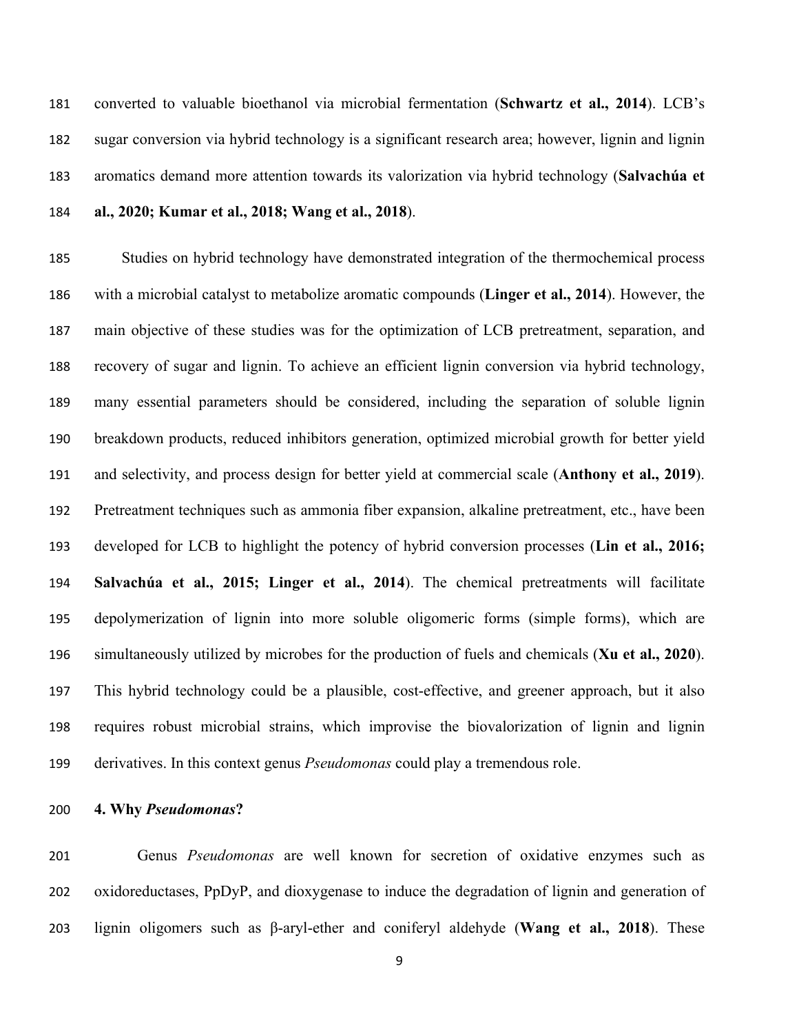converted to valuable bioethanol via microbial fermentation (**Schwartz et al., 2014**). LCB's sugar conversion via hybrid technology is a significant research area; however, lignin and lignin aromatics demand more attention towards its valorization via hybrid technology (**Salvachúa et al., 2020; Kumar et al., 2018; Wang et al., 2018**).

Studies on hybrid technology have demonstrated integration of the thermochemical process with a microbial catalyst to metabolize aromatic compounds (**Linger et al., 2014**). However, the main objective of these studies was for the optimization of LCB pretreatment, separation, and recovery of sugar and lignin. To achieve an efficient lignin conversion via hybrid technology, many essential parameters should be considered, including the separation of soluble lignin breakdown products, reduced inhibitors generation, optimized microbial growth for better yield and selectivity, and process design for better yield at commercial scale (**Anthony et al., 2019**). Pretreatment techniques such as ammonia fiber expansion, alkaline pretreatment, etc., have been developed for LCB to highlight the potency of hybrid conversion processes (**Lin et al., 2016; Salvachúa et al., 2015; Linger et al., 2014**). The chemical pretreatments will facilitate depolymerization of lignin into more soluble oligomeric forms (simple forms), which are simultaneously utilized by microbes for the production of fuels and chemicals (**Xu et al., 2020**). This hybrid technology could be a plausible, cost-effective, and greener approach, but it also requires robust microbial strains, which improvise the biovalorization of lignin and lignin derivatives. In this context genus *Pseudomonas* could play a tremendous role.

## 4. Why *Pseudomonas*?

Genus *Pseudomonas* are well known for secretion of oxidative enzymes such as oxidoreductases, PpDyP, and dioxygenase to induce the degradation of lignin and generation of lignin oligomers such as β-aryl-ether and coniferyl aldehyde (**Wang et al., 2018**). These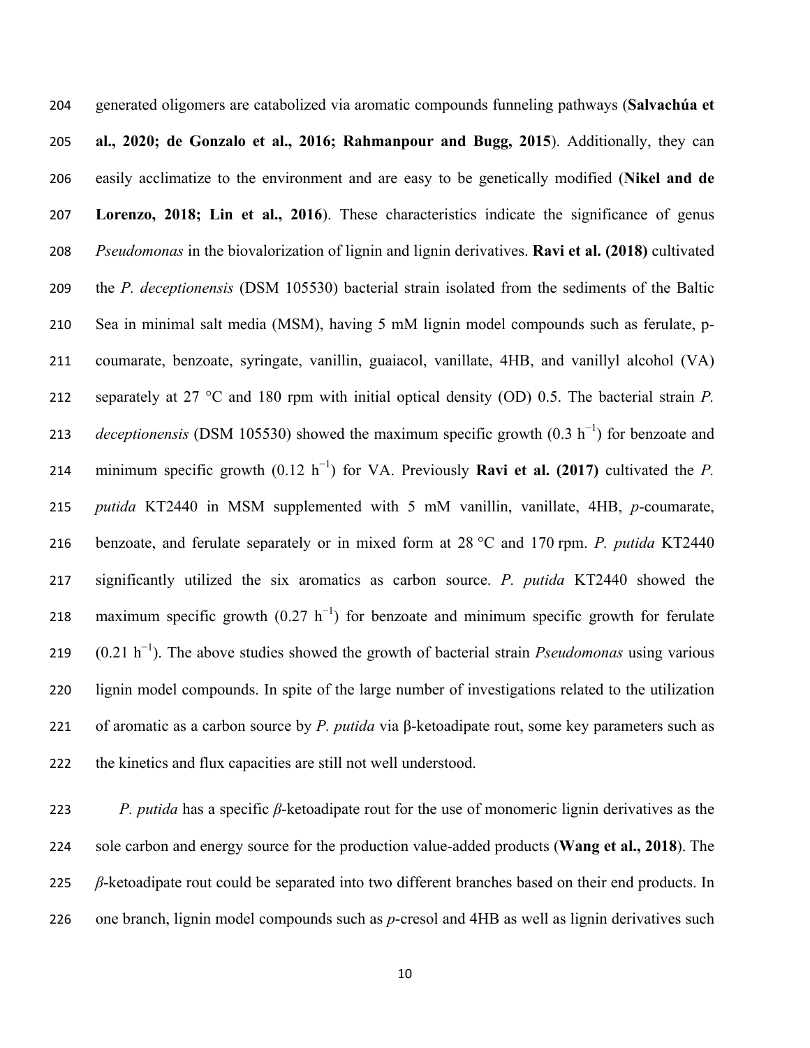generated oligomers are catabolized via aromatic compounds funneling pathways (**Salvachúa et al., 2020; de Gonzalo et al., 2016; Rahmanpour and Bugg, 2015**). Additionally, they can easily acclimatize to the environment and are easy to be genetically modified (**Nikel and de Lorenzo, 2018; Lin et al., 2016**). These characteristics indicate the significance of genus *Pseudomonas* in the biovalorization of lignin and lignin derivatives. **Ravi et al. (2018)** cultivated the *P. deceptionensis* (DSM 105530) bacterial strain isolated from the sediments of the Baltic Sea in minimal salt media (MSM), having 5 mM lignin model compounds such as ferulate, p-coumarate, benzoate, syringate, vanillin, guaiacol, vanillate, 4HB, and vanillyl alcohol (VA) separately at 27 °C and 180 rpm with initial optical density (OD) 0.5. The bacterial strain *P. deceptionensis* (DSM 105530) showed the maximum specific growth (0.3 $h^{-1}$) for benzoate and minimum specific growth (0.12 $h^{-1}$) for VA. Previously **Ravi et al. (2017)** cultivated the *P. putida* KT2440 in MSM supplemented with 5 mM vanillin, vanillate, 4HB, *p*-coumarate, benzoate, and ferulate separately or in mixed form at 28 °C and 170 rpm. *P. putida* KT2440 significantly utilized the six aromatics as carbon source. *P. putida* KT2440 showed the maximum specific growth (0.27 $h^{-1}$) for benzoate and minimum specific growth for ferulate (0.21 $h^{-1}$). The above studies showed the growth of bacterial strain *Pseudomonas* using various lignin model compounds. In spite of the large number of investigations related to the utilization of aromatic as a carbon source by *P. putida* via β-ketoadipate rout, some key parameters such as the kinetics and flux capacities are still not well understood.

*P. putida* has a specific *β*-ketoadipate rout for the use of monomeric lignin derivatives as the sole carbon and energy source for the production value-added products (**Wang et al., 2018**). The *β*-ketoadipate rout could be separated into two different branches based on their end products. In one branch, lignin model compounds such as *p*-cresol and 4HB as well as lignin derivatives such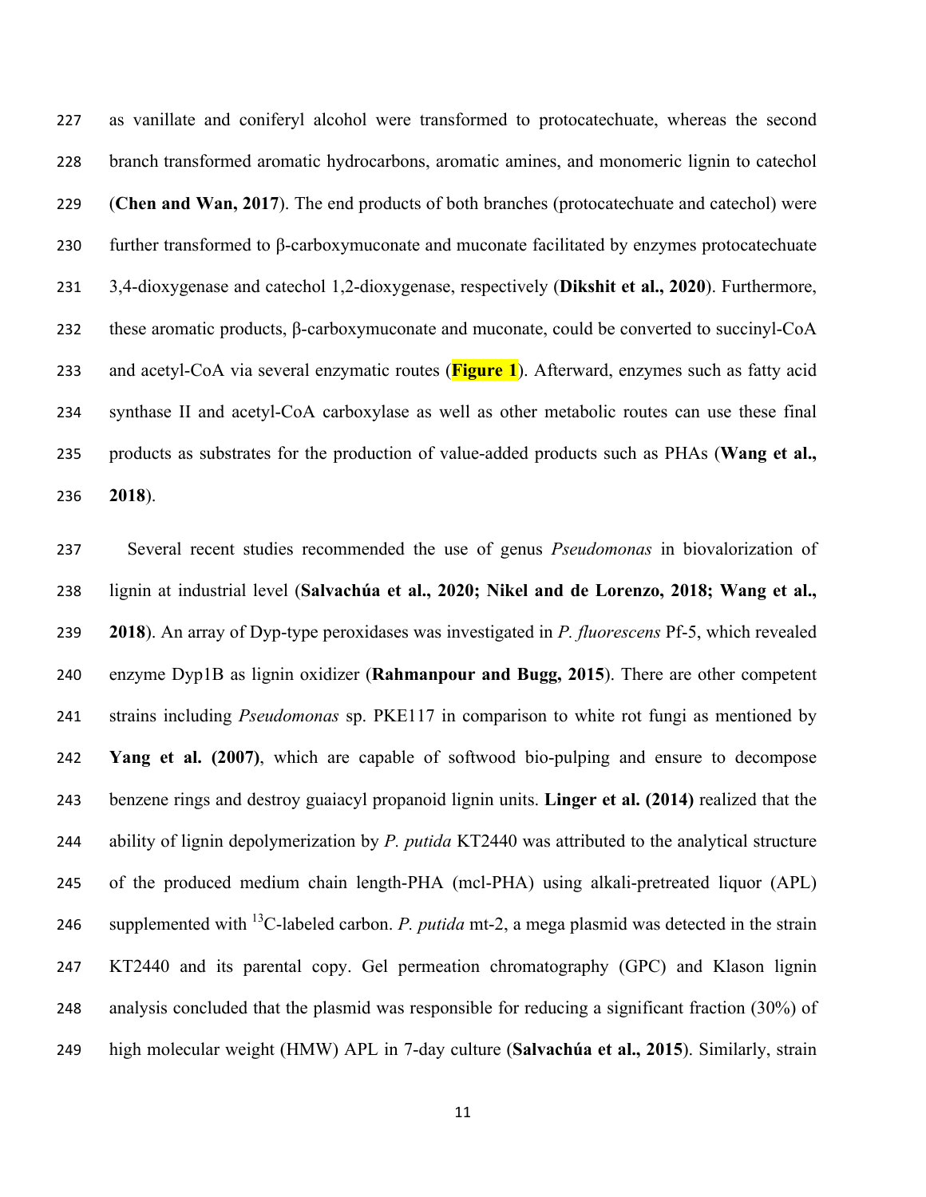as vanillate and coniferyl alcohol were transformed to protocatechuate, whereas the second branch transformed aromatic hydrocarbons, aromatic amines, and monomeric lignin to catechol (**Chen and Wan, 2017**). The end products of both branches (protocatechuate and catechol) were further transformed to β-carboxymuconate and muconate facilitated by enzymes protocatechuate 3,4-dioxygenase and catechol 1,2-dioxygenase, respectively (**Dikshit et al., 2020**). Furthermore, these aromatic products, β-carboxymuconate and muconate, could be converted to succinyl-CoA and acetyl-CoA via several enzymatic routes (**Figure 1**). Afterward, enzymes such as fatty acid synthase II and acetyl-CoA carboxylase as well as other metabolic routes can use these final products as substrates for the production of value-added products such as PHAs (**Wang et al., 2018**).

Several recent studies recommended the use of genus *Pseudomonas* in biovalorization of lignin at industrial level (**Salvachúa et al., 2020; Nikel and de Lorenzo, 2018; Wang et al., 2018**). An array of Dyp-type peroxidases was investigated in *P. fluorescens* Pf-5, which revealed enzyme Dyp1B as lignin oxidizer (**Rahmanpour and Bugg, 2015**). There are other competent strains including *Pseudomonas* sp. PKE117 in comparison to white rot fungi as mentioned by **Yang et al. (2007)**, which are capable of softwood bio-pulping and ensure to decompose benzene rings and destroy guaiacyl propanoid lignin units. **Linger et al. (2014)** realized that the ability of lignin depolymerization by *P. putida* KT2440 was attributed to the analytical structure of the produced medium chain length-PHA (mcl-PHA) using alkali-pretreated liquor (APL) supplemented with $^{13}C$-labeled carbon. *P. putida* mt-2, a mega plasmid was detected in the strain KT2440 and its parental copy. Gel permeation chromatography (GPC) and Klason lignin analysis concluded that the plasmid was responsible for reducing a significant fraction (30%) of high molecular weight (HMW) APL in 7-day culture (**Salvachúa et al., 2015**). Similarly, strain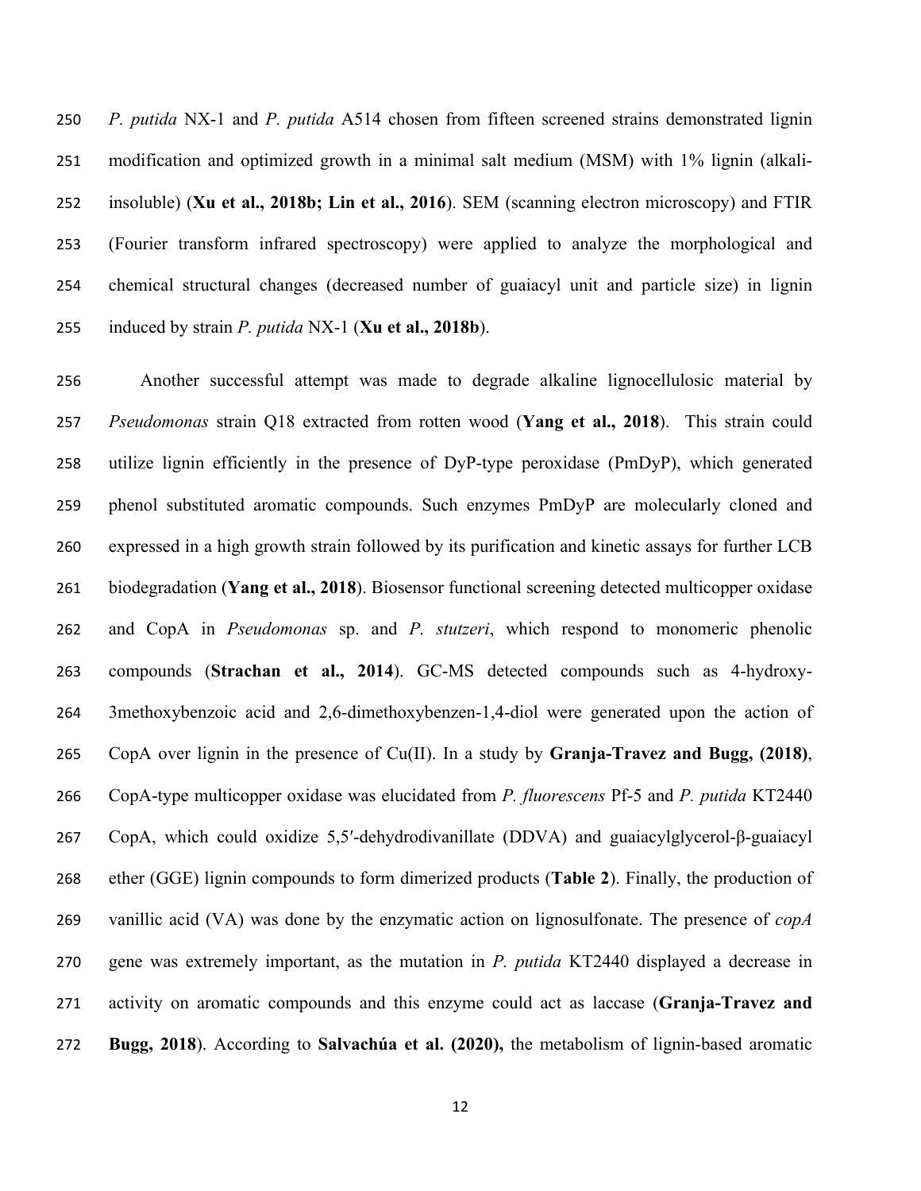*P. putida* NX-1 and *P. putida* A514 chosen from fifteen screened strains demonstrated lignin modification and optimized growth in a minimal salt medium (MSM) with 1% lignin (alkali-insoluble) (**Xu et al., 2018b; Lin et al., 2016**). SEM (scanning electron microscopy) and FTIR (Fourier transform infrared spectroscopy) were applied to analyze the morphological and chemical structural changes (decreased number of guaiacyl unit and particle size) in lignin induced by strain *P. putida* NX-1 (**Xu et al., 2018b**).

Another successful attempt was made to degrade alkaline lignocellulosic material by *Pseudomonas* strain Q18 extracted from rotten wood (**Yang et al., 2018**). This strain could utilize lignin efficiently in the presence of DyP-type peroxidase (PmDyP), which generated phenol substituted aromatic compounds. Such enzymes PmDyP are molecularly cloned and expressed in a high growth strain followed by its purification and kinetic assays for further LCB biodegradation (**Yang et al., 2018**). Biosensor functional screening detected multicopper oxidase and CopA in *Pseudomonas* sp. and *P. stutzeri*, which respond to monomeric phenolic compounds (**Strachan et al., 2014**). GC-MS detected compounds such as 4-hydroxy-3methoxybenzoic acid and 2,6-dimethoxybenzen-1,4-diol were generated upon the action of CopA over lignin in the presence of Cu(II). In a study by **Granja-Travez and Bugg, (2018)**, CopA-type multicopper oxidase was elucidated from *P. fluorescens* Pf-5 and *P. putida* KT2440 CopA, which could oxidize 5,5′-dehydrodivanillate (DDVA) and guaiacylglycerol-β-guaiacyl ether (GGE) lignin compounds to form dimerized products (**Table 2**). Finally, the production of vanillic acid (VA) was done by the enzymatic action on lignosulfonate. The presence of *copA* gene was extremely important, as the mutation in *P. putida* KT2440 displayed a decrease in activity on aromatic compounds and this enzyme could act as laccase (**Granja-Travez and Bugg, 2018**). According to **Salvachúa et al. (2020),** the metabolism of lignin-based aromatic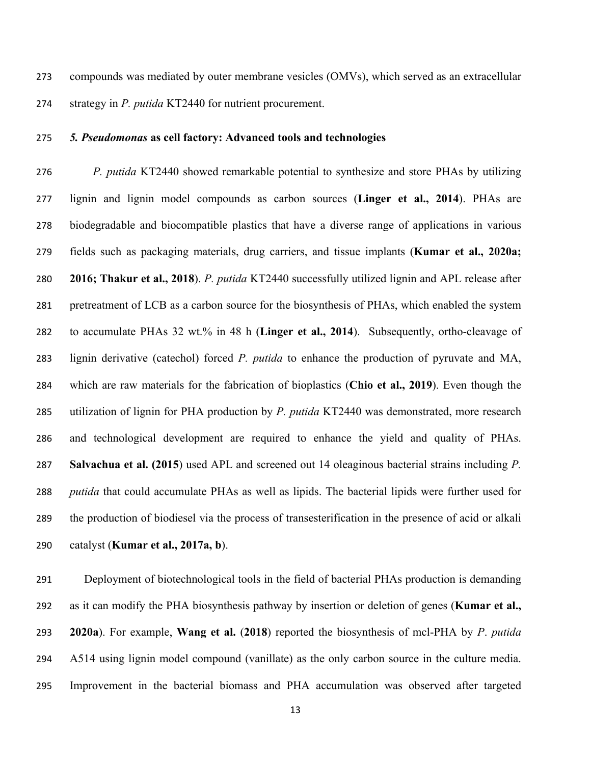compounds was mediated by outer membrane vesicles (OMVs), which served as an extracellular strategy in *P. putida* KT2440 for nutrient procurement.

### *5. Pseudomonas* as cell factory: Advanced tools and technologies

*P. putida* KT2440 showed remarkable potential to synthesize and store PHAs by utilizing lignin and lignin model compounds as carbon sources (**Linger et al., 2014**). PHAs are biodegradable and biocompatible plastics that have a diverse range of applications in various fields such as packaging materials, drug carriers, and tissue implants (**Kumar et al., 2020a; 2016; Thakur et al., 2018**). *P. putida* KT2440 successfully utilized lignin and APL release after pretreatment of LCB as a carbon source for the biosynthesis of PHAs, which enabled the system to accumulate PHAs 32 wt.% in 48 h (**Linger et al., 2014**). Subsequently, ortho-cleavage of lignin derivative (catechol) forced *P. putida* to enhance the production of pyruvate and MA, which are raw materials for the fabrication of bioplastics (**Chio et al., 2019**). Even though the utilization of lignin for PHA production by *P. putida* KT2440 was demonstrated, more research and technological development are required to enhance the yield and quality of PHAs. **Salvachua et al. (2015**) used APL and screened out 14 oleaginous bacterial strains including *P. putida* that could accumulate PHAs as well as lipids. The bacterial lipids were further used for the production of biodiesel via the process of transesterification in the presence of acid or alkali catalyst (**Kumar et al., 2017a, b**).

Deployment of biotechnological tools in the field of bacterial PHAs production is demanding as it can modify the PHA biosynthesis pathway by insertion or deletion of genes (**Kumar et al., 2020a**). For example, **Wang et al.** (**2018**) reported the biosynthesis of mcl-PHA by *P. putida* A514 using lignin model compound (vanillate) as the only carbon source in the culture media. Improvement in the bacterial biomass and PHA accumulation was observed after targeted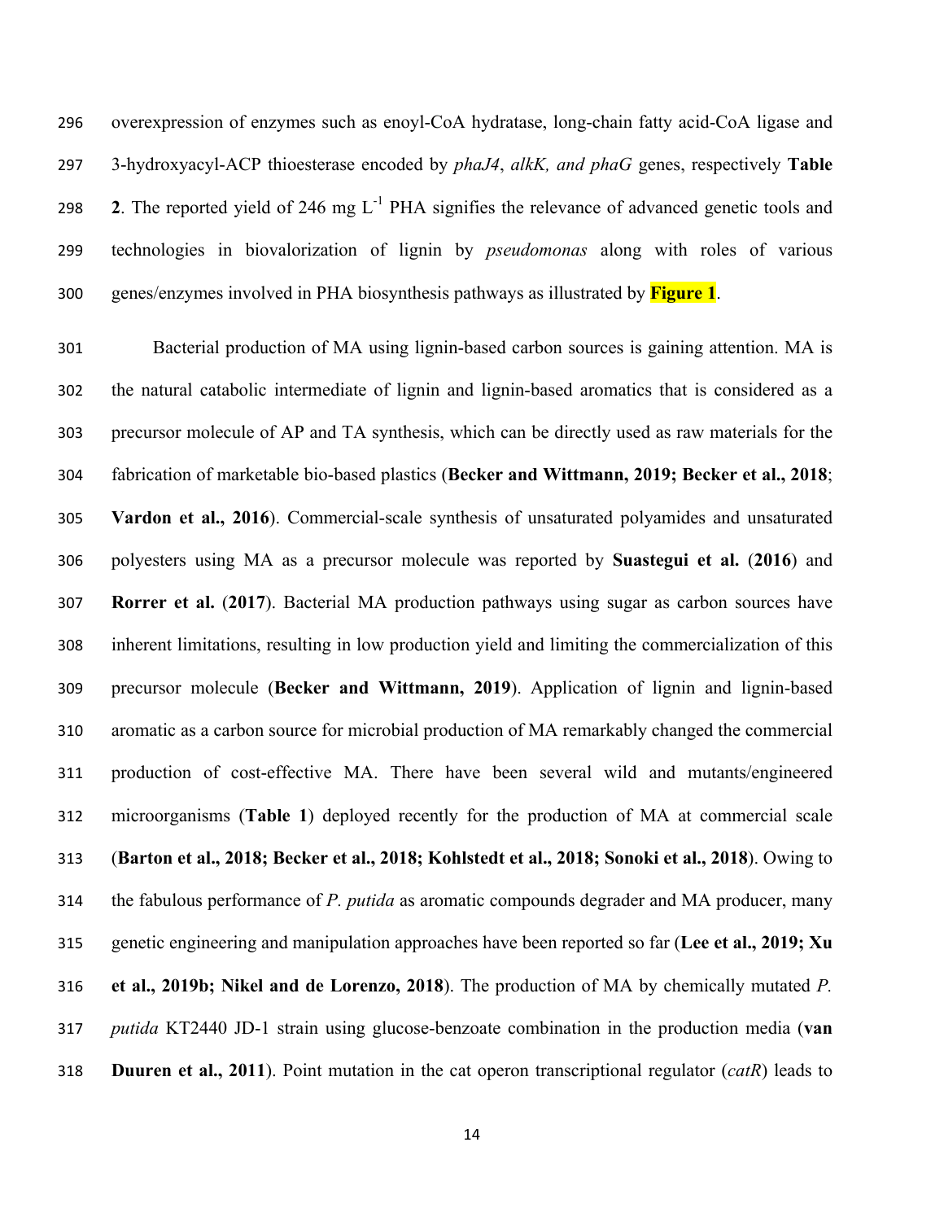overexpression of enzymes such as enoyl-CoA hydratase, long-chain fatty acid-CoA ligase and 3-hydroxyacyl-ACP thioesterase encoded by *phaJ4*, *alkK, and phaG* genes, respectively **Table 2**. The reported yield of 246 mg $L^{-1}$ PHA signifies the relevance of advanced genetic tools and technologies in biovalorization of lignin by *pseudomonas* along with roles of various genes/enzymes involved in PHA biosynthesis pathways as illustrated by **Figure 1**.

Bacterial production of MA using lignin-based carbon sources is gaining attention. MA is the natural catabolic intermediate of lignin and lignin-based aromatics that is considered as a precursor molecule of AP and TA synthesis, which can be directly used as raw materials for the fabrication of marketable bio-based plastics (**Becker and Wittmann, 2019; Becker et al., 2018**; **Vardon et al., 2016**). Commercial-scale synthesis of unsaturated polyamides and unsaturated polyesters using MA as a precursor molecule was reported by **Suastegui et al.** (**2016**) and **Rorrer et al.** (**2017**). Bacterial MA production pathways using sugar as carbon sources have inherent limitations, resulting in low production yield and limiting the commercialization of this precursor molecule (**Becker and Wittmann, 2019**). Application of lignin and lignin-based aromatic as a carbon source for microbial production of MA remarkably changed the commercial production of cost-effective MA. There have been several wild and mutants/engineered microorganisms (**Table 1**) deployed recently for the production of MA at commercial scale (**Barton et al., 2018; Becker et al., 2018; Kohlstedt et al., 2018; Sonoki et al., 2018**). Owing to the fabulous performance of *P. putida* as aromatic compounds degrader and MA producer, many genetic engineering and manipulation approaches have been reported so far (**Lee et al., 2019; Xu et al., 2019b; Nikel and de Lorenzo, 2018**). The production of MA by chemically mutated *P. putida* KT2440 JD-1 strain using glucose-benzoate combination in the production media (**van Duuren et al., 2011**). Point mutation in the cat operon transcriptional regulator (*catR*) leads to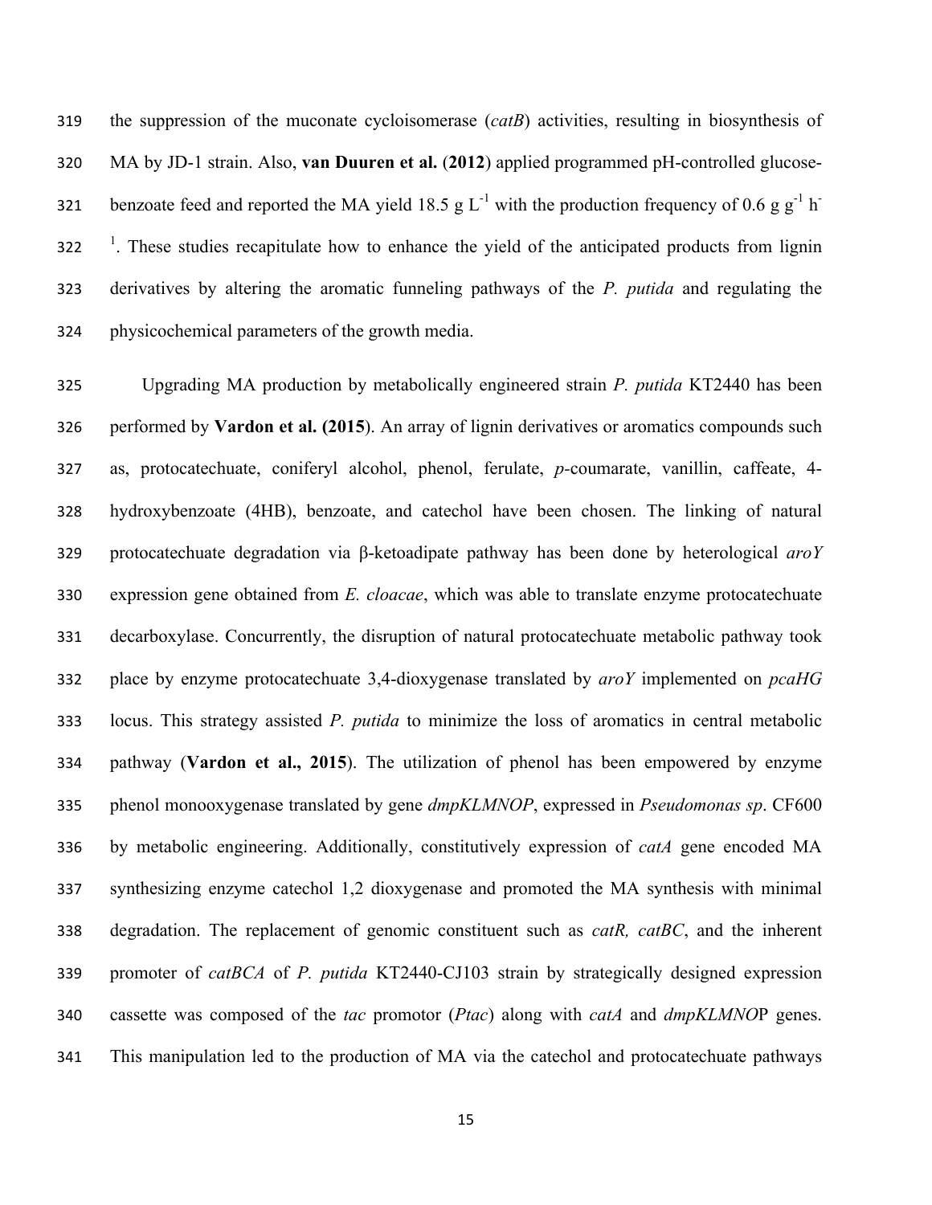the suppression of the muconate cycloisomerase (*catB*) activities, resulting in biosynthesis of MA by JD-1 strain. Also, **van Duuren et al.** (**2012**) applied programmed pH-controlled glucose-benzoate feed and reported the MA yield 18.5 g $L^{-1}$ with the production frequency of 0.6 g $g^{-1}$ $h^{-1}$. These studies recapitulate how to enhance the yield of the anticipated products from lignin derivatives by altering the aromatic funneling pathways of the *P. putida* and regulating the physicochemical parameters of the growth media.

Upgrading MA production by metabolically engineered strain *P. putida* KT2440 has been performed by **Vardon et al. (2015**). An array of lignin derivatives or aromatics compounds such as, protocatechuate, coniferyl alcohol, phenol, ferulate, *p*-coumarate, vanillin, caffeate, 4-hydroxybenzoate (4HB), benzoate, and catechol have been chosen. The linking of natural protocatechuate degradation via β-ketoadipate pathway has been done by heterological *aroY* expression gene obtained from *E. cloacae*, which was able to translate enzyme protocatechuate decarboxylase. Concurrently, the disruption of natural protocatechuate metabolic pathway took place by enzyme protocatechuate 3,4-dioxygenase translated by *aroY* implemented on *pcaHG* locus. This strategy assisted *P. putida* to minimize the loss of aromatics in central metabolic pathway (**Vardon et al., 2015**). The utilization of phenol has been empowered by enzyme phenol monooxygenase translated by gene *dmpKLMNOP*, expressed in *Pseudomonas sp*. CF600 by metabolic engineering. Additionally, constitutively expression of *catA* gene encoded MA synthesizing enzyme catechol 1,2 dioxygenase and promoted the MA synthesis with minimal degradation. The replacement of genomic constituent such as *catR, catBC*, and the inherent promoter of *catBCA* of *P. putida* KT2440-CJ103 strain by strategically designed expression cassette was composed of the *tac* promotor (*Ptac*) along with *catA* and *dmpKLMNO*P genes. This manipulation led to the production of MA via the catechol and protocatechuate pathways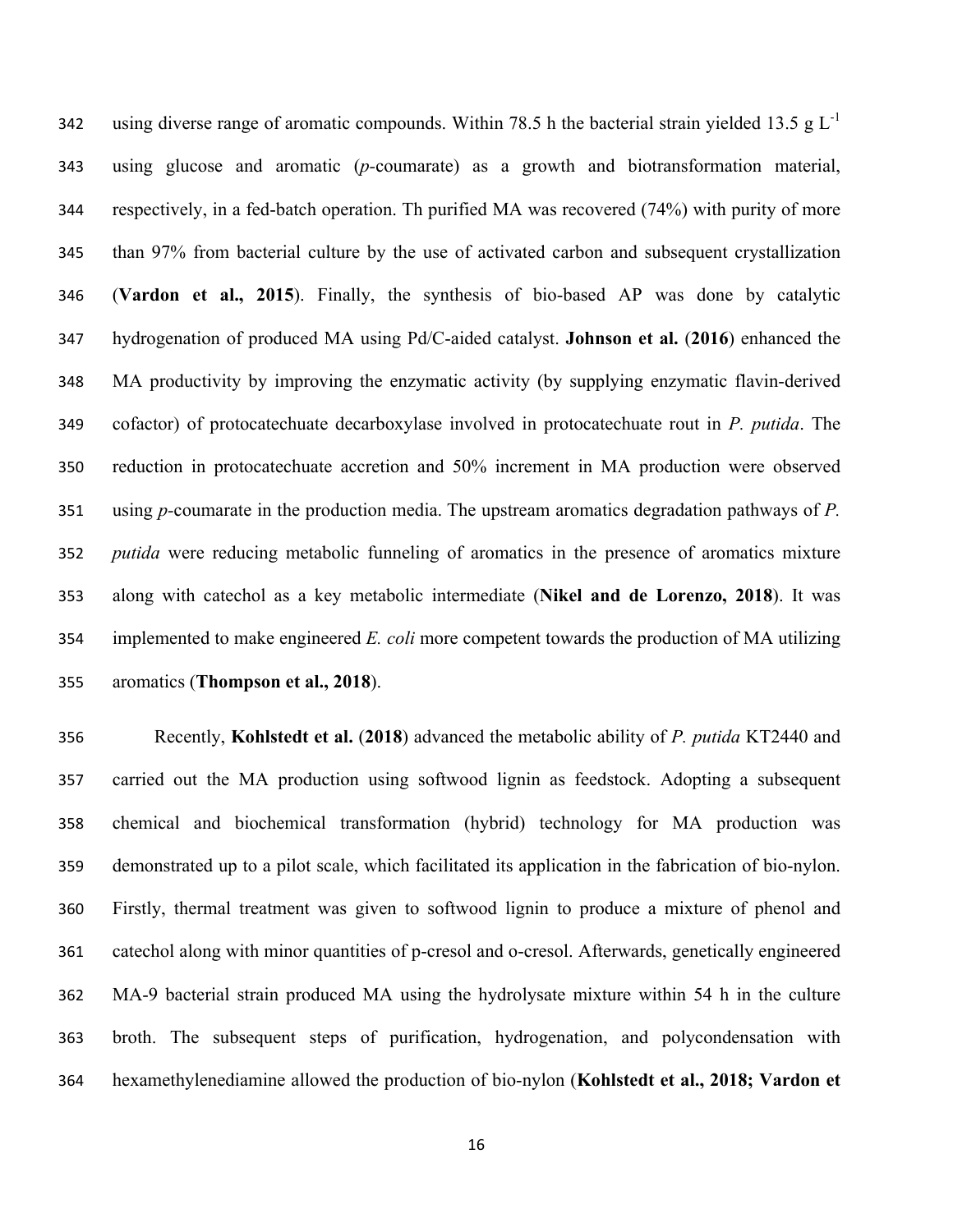using diverse range of aromatic compounds. Within 78.5 h the bacterial strain yielded 13.5 g $L^{-1}$ using glucose and aromatic (*p*-coumarate) as a growth and biotransformation material, respectively, in a fed-batch operation. Th purified MA was recovered (74%) with purity of more than 97% from bacterial culture by the use of activated carbon and subsequent crystallization (**Vardon et al., 2015**). Finally, the synthesis of bio-based AP was done by catalytic hydrogenation of produced MA using Pd/C-aided catalyst. **Johnson et al.** (**2016**) enhanced the MA productivity by improving the enzymatic activity (by supplying enzymatic flavin-derived cofactor) of protocatechuate decarboxylase involved in protocatechuate rout in *P. putida*. The reduction in protocatechuate accretion and 50% increment in MA production were observed using *p*-coumarate in the production media. The upstream aromatics degradation pathways of *P. putida* were reducing metabolic funneling of aromatics in the presence of aromatics mixture along with catechol as a key metabolic intermediate (**Nikel and de Lorenzo, 2018**). It was implemented to make engineered *E. coli* more competent towards the production of MA utilizing aromatics (**Thompson et al., 2018**).

Recently, **Kohlstedt et al.** (**2018**) advanced the metabolic ability of *P. putida* KT2440 and carried out the MA production using softwood lignin as feedstock. Adopting a subsequent chemical and biochemical transformation (hybrid) technology for MA production was demonstrated up to a pilot scale, which facilitated its application in the fabrication of bio-nylon. Firstly, thermal treatment was given to softwood lignin to produce a mixture of phenol and catechol along with minor quantities of p-cresol and o-cresol. Afterwards, genetically engineered MA-9 bacterial strain produced MA using the hydrolysate mixture within 54 h in the culture broth. The subsequent steps of purification, hydrogenation, and polycondensation with hexamethylenediamine allowed the production of bio-nylon (**Kohlstedt et al., 2018; Vardon et**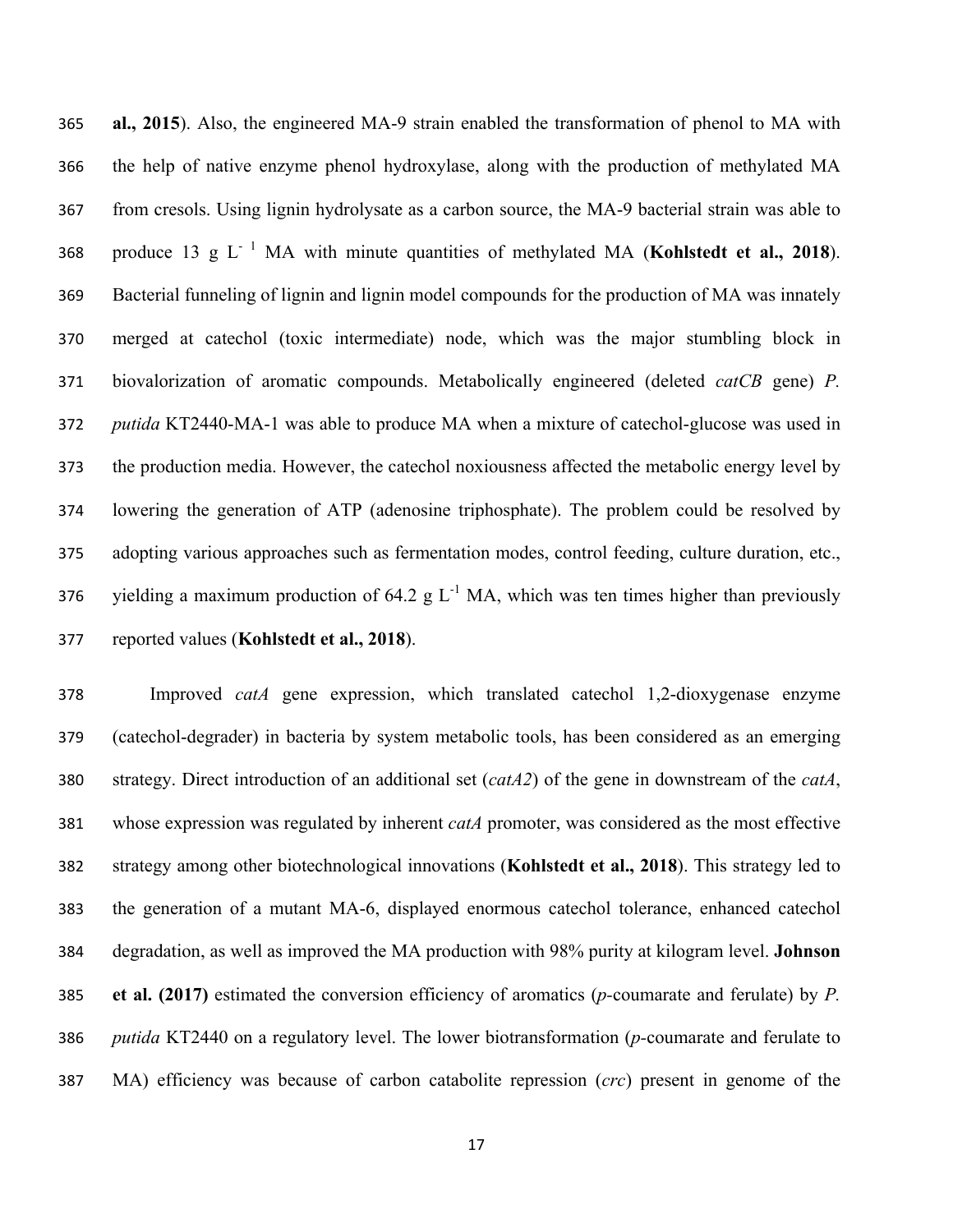**al., 2015**). Also, the engineered MA-9 strain enabled the transformation of phenol to MA with the help of native enzyme phenol hydroxylase, along with the production of methylated MA from cresols. Using lignin hydrolysate as a carbon source, the MA-9 bacterial strain was able to produce 13 g $L^{-1}$ MA with minute quantities of methylated MA (**Kohlstedt et al., 2018**). Bacterial funneling of lignin and lignin model compounds for the production of MA was innately merged at catechol (toxic intermediate) node, which was the major stumbling block in biovalorization of aromatic compounds. Metabolically engineered (deleted *catCB* gene) *P. putida* KT2440-MA-1 was able to produce MA when a mixture of catechol-glucose was used in the production media. However, the catechol noxiousness affected the metabolic energy level by lowering the generation of ATP (adenosine triphosphate). The problem could be resolved by adopting various approaches such as fermentation modes, control feeding, culture duration, etc., yielding a maximum production of 64.2 g $L^{-1}$ MA, which was ten times higher than previously reported values (**Kohlstedt et al., 2018**).

Improved *catA* gene expression, which translated catechol 1,2-dioxygenase enzyme (catechol-degrader) in bacteria by system metabolic tools, has been considered as an emerging strategy. Direct introduction of an additional set (*catA2*) of the gene in downstream of the *catA*, whose expression was regulated by inherent *catA* promoter, was considered as the most effective strategy among other biotechnological innovations (**Kohlstedt et al., 2018**). This strategy led to the generation of a mutant MA-6, displayed enormous catechol tolerance, enhanced catechol degradation, as well as improved the MA production with 98% purity at kilogram level. **Johnson et al. (2017)** estimated the conversion efficiency of aromatics (*p*-coumarate and ferulate) by *P. putida* KT2440 on a regulatory level. The lower biotransformation (*p*-coumarate and ferulate to MA) efficiency was because of carbon catabolite repression (*crc*) present in genome of the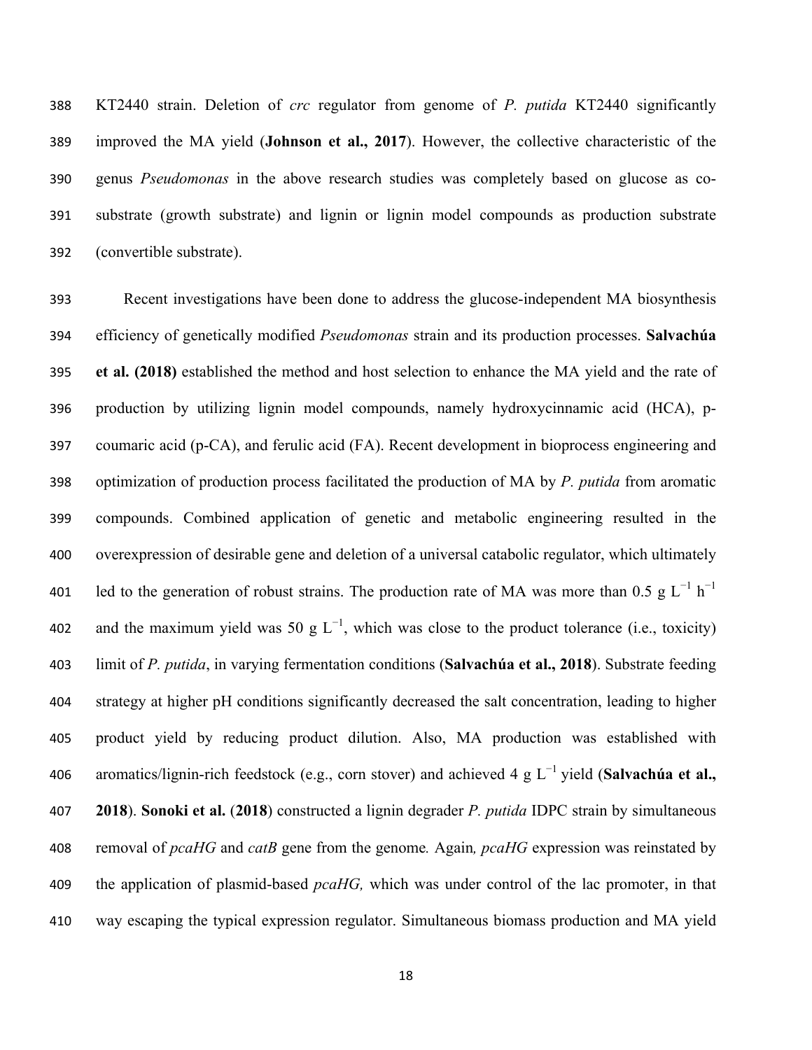KT2440 strain. Deletion of *crc* regulator from genome of *P. putida* KT2440 significantly improved the MA yield (**Johnson et al., 2017**). However, the collective characteristic of the genus *Pseudomonas* in the above research studies was completely based on glucose as co-substrate (growth substrate) and lignin or lignin model compounds as production substrate (convertible substrate).

Recent investigations have been done to address the glucose-independent MA biosynthesis efficiency of genetically modified *Pseudomonas* strain and its production processes. **Salvachúa et al. (2018)** established the method and host selection to enhance the MA yield and the rate of production by utilizing lignin model compounds, namely hydroxycinnamic acid (HCA), p-coumaric acid (p-CA), and ferulic acid (FA). Recent development in bioprocess engineering and optimization of production process facilitated the production of MA by *P. putida* from aromatic compounds. Combined application of genetic and metabolic engineering resulted in the overexpression of desirable gene and deletion of a universal catabolic regulator, which ultimately led to the generation of robust strains. The production rate of MA was more than 0.5 g $L^{-1}$ $h^{-1}$ and the maximum yield was 50 g $L^{-1}$, which was close to the product tolerance (i.e., toxicity) limit of *P. putida*, in varying fermentation conditions (**Salvachúa et al., 2018**). Substrate feeding strategy at higher pH conditions significantly decreased the salt concentration, leading to higher product yield by reducing product dilution. Also, MA production was established with aromatics/lignin-rich feedstock (e.g., corn stover) and achieved 4 g $L^{-1}$ yield (**Salvachúa et al., 2018**). **Sonoki et al.** (**2018**) constructed a lignin degrader *P. putida* IDPC strain by simultaneous removal of *pcaHG* and *catB* gene from the genome*.* Again*, pcaHG* expression was reinstated by the application of plasmid-based *pcaHG,* which was under control of the lac promoter, in that way escaping the typical expression regulator. Simultaneous biomass production and MA yield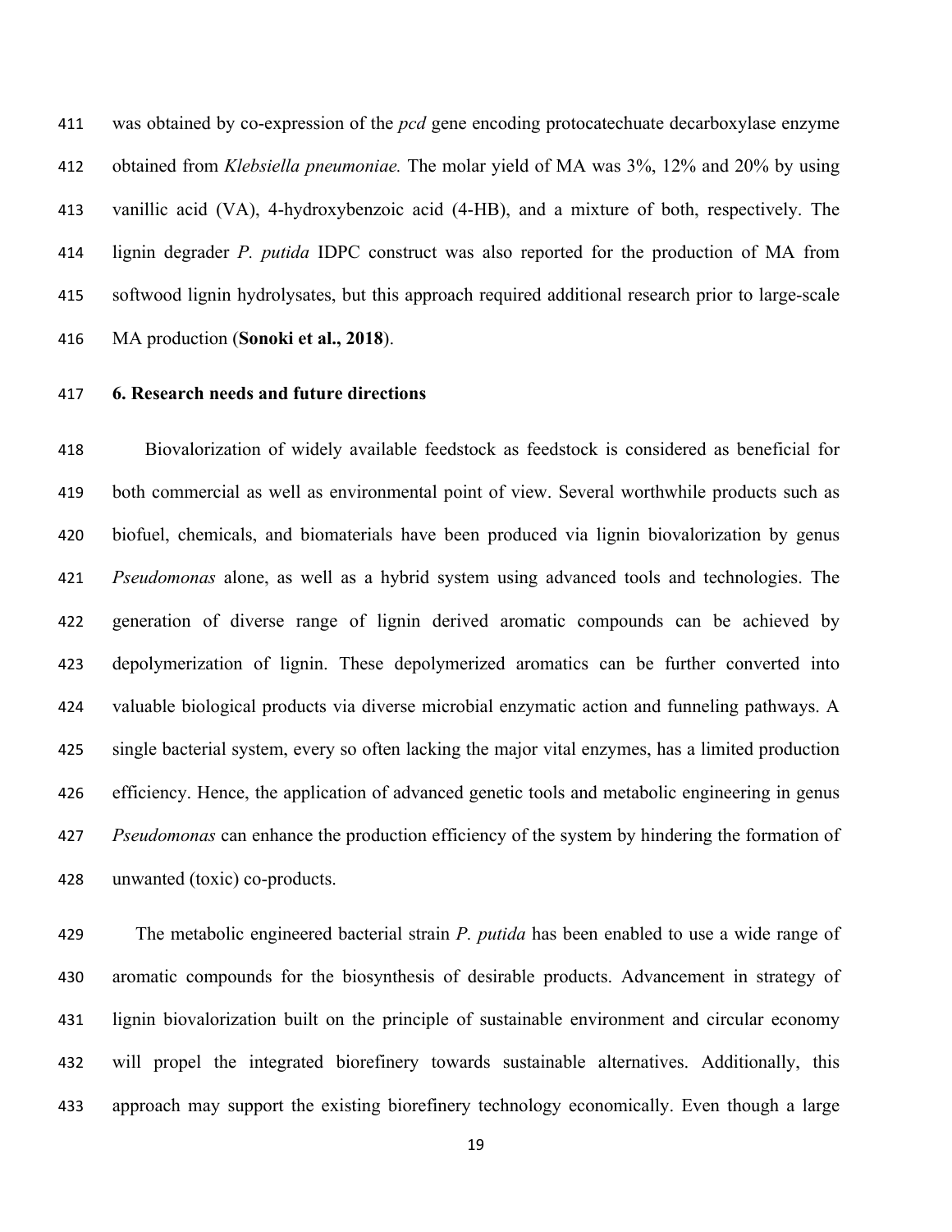was obtained by co-expression of the *pcd* gene encoding protocatechuate decarboxylase enzyme obtained from *Klebsiella pneumoniae.* The molar yield of MA was 3%, 12% and 20% by using vanillic acid (VA), 4-hydroxybenzoic acid (4-HB), and a mixture of both, respectively. The lignin degrader *P. putida* IDPC construct was also reported for the production of MA from softwood lignin hydrolysates, but this approach required additional research prior to large-scale MA production (**Sonoki et al., 2018**).

## 6. Research needs and future directions

Biovalorization of widely available feedstock as feedstock is considered as beneficial for both commercial as well as environmental point of view. Several worthwhile products such as biofuel, chemicals, and biomaterials have been produced via lignin biovalorization by genus *Pseudomonas* alone, as well as a hybrid system using advanced tools and technologies. The generation of diverse range of lignin derived aromatic compounds can be achieved by depolymerization of lignin. These depolymerized aromatics can be further converted into valuable biological products via diverse microbial enzymatic action and funneling pathways. A single bacterial system, every so often lacking the major vital enzymes, has a limited production efficiency. Hence, the application of advanced genetic tools and metabolic engineering in genus *Pseudomonas* can enhance the production efficiency of the system by hindering the formation of unwanted (toxic) co-products.

The metabolic engineered bacterial strain *P. putida* has been enabled to use a wide range of aromatic compounds for the biosynthesis of desirable products. Advancement in strategy of lignin biovalorization built on the principle of sustainable environment and circular economy will propel the integrated biorefinery towards sustainable alternatives. Additionally, this approach may support the existing biorefinery technology economically. Even though a large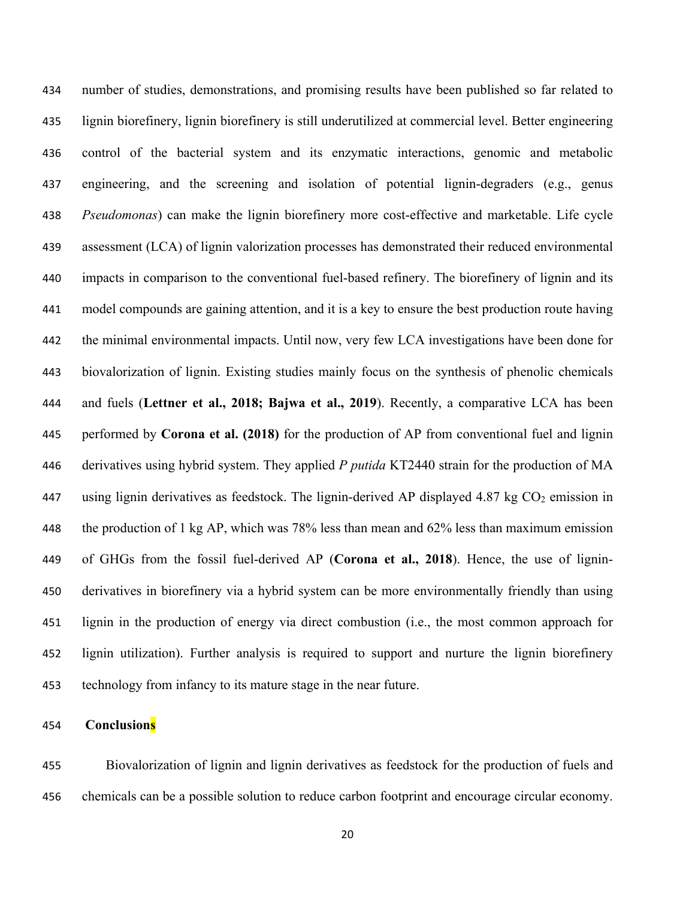number of studies, demonstrations, and promising results have been published so far related to lignin biorefinery, lignin biorefinery is still underutilized at commercial level. Better engineering control of the bacterial system and its enzymatic interactions, genomic and metabolic engineering, and the screening and isolation of potential lignin-degraders (e.g., genus *Pseudomonas*) can make the lignin biorefinery more cost-effective and marketable. Life cycle assessment (LCA) of lignin valorization processes has demonstrated their reduced environmental impacts in comparison to the conventional fuel-based refinery. The biorefinery of lignin and its model compounds are gaining attention, and it is a key to ensure the best production route having the minimal environmental impacts. Until now, very few LCA investigations have been done for biovalorization of lignin. Existing studies mainly focus on the synthesis of phenolic chemicals and fuels (**Lettner et al., 2018; Bajwa et al., 2019**). Recently, a comparative LCA has been performed by **Corona et al. (2018)** for the production of AP from conventional fuel and lignin derivatives using hybrid system. They applied *P putida* KT2440 strain for the production of MA using lignin derivatives as feedstock. The lignin-derived AP displayed 4.87 kg $CO_2$ emission in the production of 1 kg AP, which was 78% less than mean and 62% less than maximum emission of GHGs from the fossil fuel-derived AP (**Corona et al., 2018**). Hence, the use of lignin-derivatives in biorefinery via a hybrid system can be more environmentally friendly than using lignin in the production of energy via direct combustion (i.e., the most common approach for lignin utilization). Further analysis is required to support and nurture the lignin biorefinery technology from infancy to its mature stage in the near future.

## Conclusions

Biovalorization of lignin and lignin derivatives as feedstock for the production of fuels and chemicals can be a possible solution to reduce carbon footprint and encourage circular economy.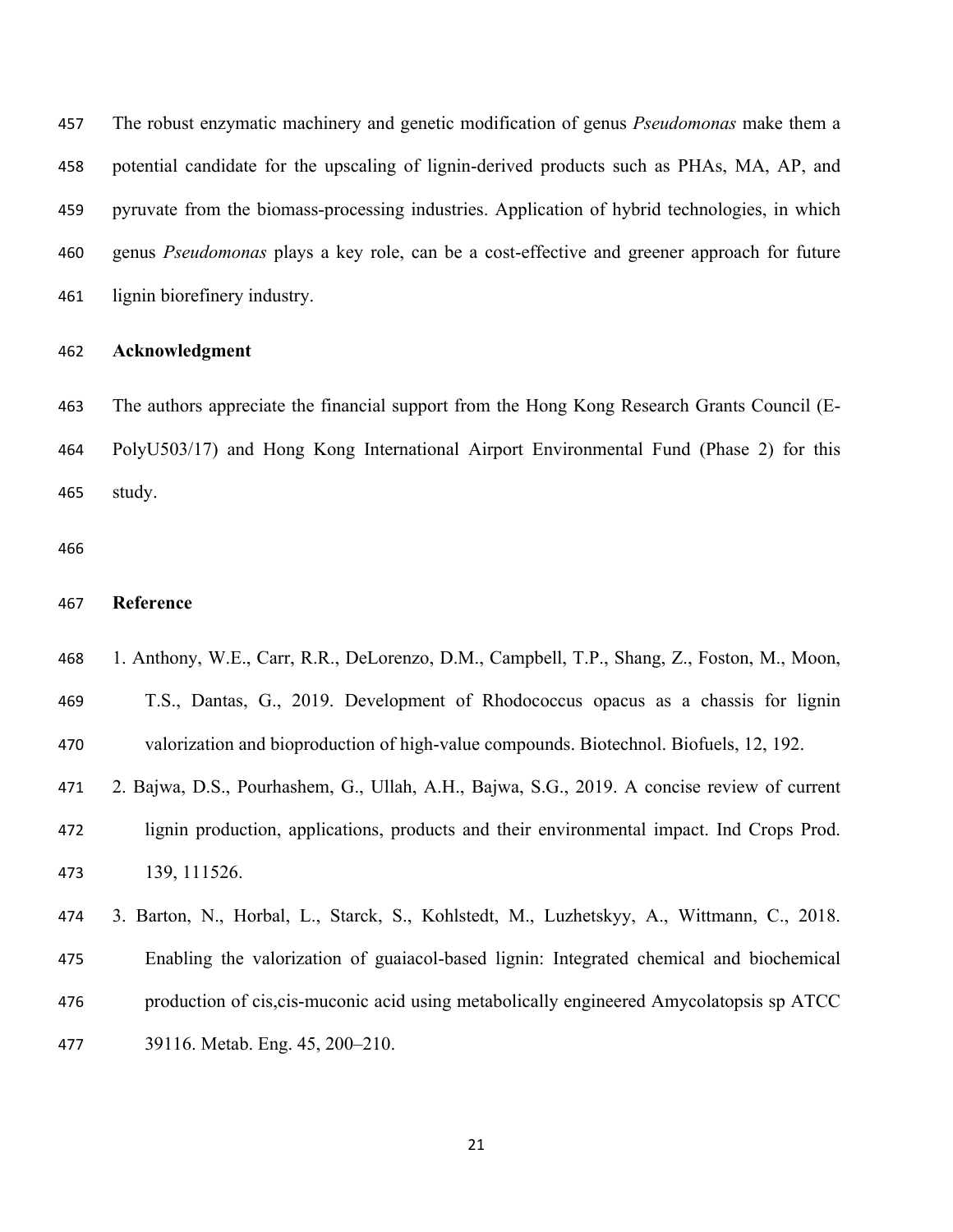The robust enzymatic machinery and genetic modification of genus *Pseudomonas* make them a potential candidate for the upscaling of lignin-derived products such as PHAs, MA, AP, and pyruvate from the biomass-processing industries. Application of hybrid technologies, in which genus *Pseudomonas* plays a key role, can be a cost-effective and greener approach for future lignin biorefinery industry.

## Acknowledgment

The authors appreciate the financial support from the Hong Kong Research Grants Council (E-PolyU503/17) and Hong Kong International Airport Environmental Fund (Phase 2) for this study.

## Reference

1. Anthony, W.E., Carr, R.R., DeLorenzo, D.M., Campbell, T.P., Shang, Z., Foston, M., Moon, T.S., Dantas, G., 2019. Development of Rhodococcus opacus as a chassis for lignin valorization and bioproduction of high-value compounds. Biotechnol. Biofuels, 12, 192.
2. Bajwa, D.S., Pourhashem, G., Ullah, A.H., Bajwa, S.G., 2019. A concise review of current lignin production, applications, products and their environmental impact. Ind Crops Prod. 139, 111526.
3. Barton, N., Horbal, L., Starck, S., Kohlstedt, M., Luzhetskyy, A., Wittmann, C., 2018. Enabling the valorization of guaiacol-based lignin: Integrated chemical and biochemical production of cis,cis-muconic acid using metabolically engineered Amycolatopsis sp ATCC 39116. Metab. Eng. 45, 200–210.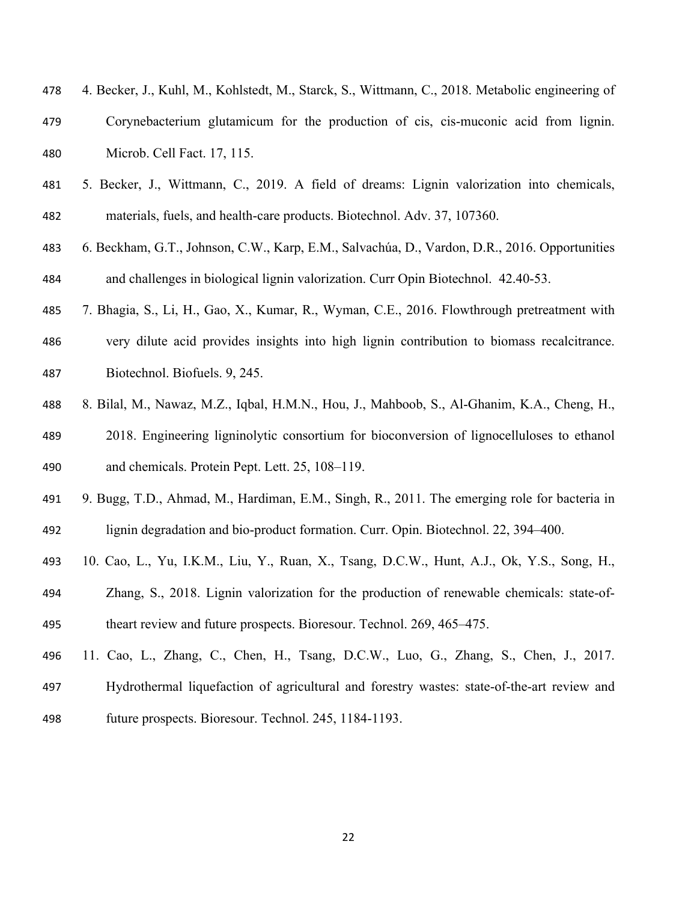4. Becker, J., Kuhl, M., Kohlstedt, M., Starck, S., Wittmann, C., 2018. Metabolic engineering of Corynebacterium glutamicum for the production of cis, cis-muconic acid from lignin. Microb. Cell Fact. 17, 115.

5. Becker, J., Wittmann, C., 2019. A field of dreams: Lignin valorization into chemicals, materials, fuels, and health-care products. Biotechnol. Adv. 37, 107360.

6. Beckham, G.T., Johnson, C.W., Karp, E.M., Salvachúa, D., Vardon, D.R., 2016. Opportunities and challenges in biological lignin valorization. Curr Opin Biotechnol. 42.40-53.

7. Bhagia, S., Li, H., Gao, X., Kumar, R., Wyman, C.E., 2016. Flowthrough pretreatment with very dilute acid provides insights into high lignin contribution to biomass recalcitrance. Biotechnol. Biofuels. 9, 245.

8. Bilal, M., Nawaz, M.Z., Iqbal, H.M.N., Hou, J., Mahboob, S., Al-Ghanim, K.A., Cheng, H., 2018. Engineering ligninolytic consortium for bioconversion of lignocelluloses to ethanol and chemicals. Protein Pept. Lett. 25, 108–119.

9. Bugg, T.D., Ahmad, M., Hardiman, E.M., Singh, R., 2011. The emerging role for bacteria in lignin degradation and bio-product formation. Curr. Opin. Biotechnol. 22, 394–400.

10. Cao, L., Yu, I.K.M., Liu, Y., Ruan, X., Tsang, D.C.W., Hunt, A.J., Ok, Y.S., Song, H., Zhang, S., 2018. Lignin valorization for the production of renewable chemicals: state-of-theart review and future prospects. Bioresour. Technol. 269, 465–475.

11. Cao, L., Zhang, C., Chen, H., Tsang, D.C.W., Luo, G., Zhang, S., Chen, J., 2017. Hydrothermal liquefaction of agricultural and forestry wastes: state-of-the-art review and future prospects. Bioresour. Technol. 245, 1184-1193.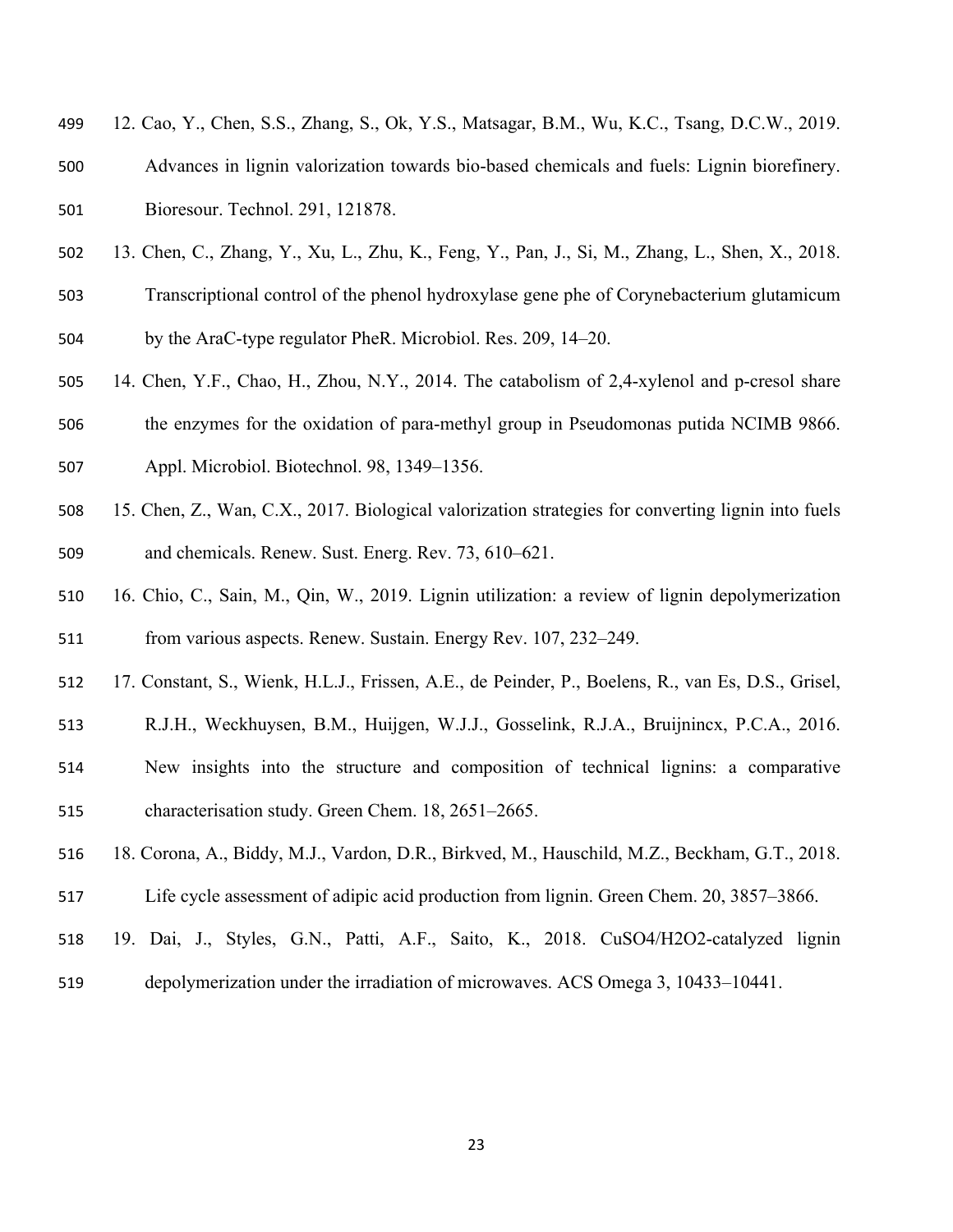12. Cao, Y., Chen, S.S., Zhang, S., Ok, Y.S., Matsagar, B.M., Wu, K.C., Tsang, D.C.W., 2019. Advances in lignin valorization towards bio-based chemicals and fuels: Lignin biorefinery. Bioresour. Technol. 291, 121878.
13. Chen, C., Zhang, Y., Xu, L., Zhu, K., Feng, Y., Pan, J., Si, M., Zhang, L., Shen, X., 2018. Transcriptional control of the phenol hydroxylase gene phe of Corynebacterium glutamicum by the AraC-type regulator PheR. Microbiol. Res. 209, 14–20.
14. Chen, Y.F., Chao, H., Zhou, N.Y., 2014. The catabolism of 2,4-xylenol and p-cresol share the enzymes for the oxidation of para-methyl group in Pseudomonas putida NCIMB 9866. Appl. Microbiol. Biotechnol. 98, 1349–1356.
15. Chen, Z., Wan, C.X., 2017. Biological valorization strategies for converting lignin into fuels and chemicals. Renew. Sust. Energ. Rev. 73, 610–621.
16. Chio, C., Sain, M., Qin, W., 2019. Lignin utilization: a review of lignin depolymerization from various aspects. Renew. Sustain. Energy Rev. 107, 232–249.
17. Constant, S., Wienk, H.L.J., Frissen, A.E., de Peinder, P., Boelens, R., van Es, D.S., Grisel, R.J.H., Weckhuysen, B.M., Huijgen, W.J.J., Gosselink, R.J.A., Bruijnincx, P.C.A., 2016. New insights into the structure and composition of technical lignins: a comparative characterisation study. Green Chem. 18, 2651–2665.
18. Corona, A., Biddy, M.J., Vardon, D.R., Birkved, M., Hauschild, M.Z., Beckham, G.T., 2018. Life cycle assessment of adipic acid production from lignin. Green Chem. 20, 3857–3866.
19. Dai, J., Styles, G.N., Patti, A.F., Saito, K., 2018. $CuSO_4/H_2O_2$-catalyzed lignin depolymerization under the irradiation of microwaves. ACS Omega 3, 10433–10441.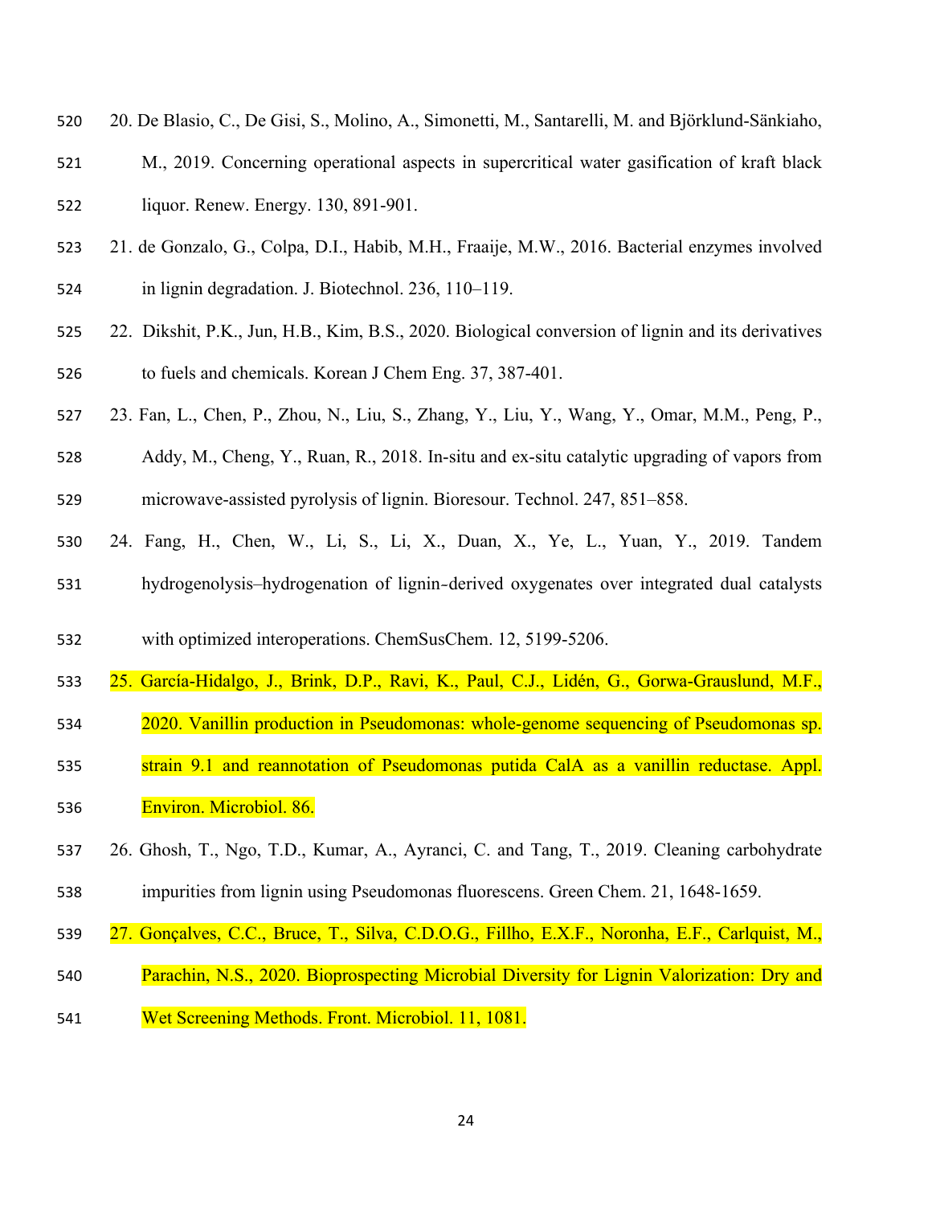20. De Blasio, C., De Gisi, S., Molino, A., Simonetti, M., Santarelli, M. and Björklund-Sänkiaho, M., 2019. Concerning operational aspects in supercritical water gasification of kraft black liquor. Renew. Energy. 130, 891-901.

21. de Gonzalo, G., Colpa, D.I., Habib, M.H., Fraaije, M.W., 2016. Bacterial enzymes involved in lignin degradation. J. Biotechnol. 236, 110–119.

22. Dikshit, P.K., Jun, H.B., Kim, B.S., 2020. Biological conversion of lignin and its derivatives to fuels and chemicals. Korean J Chem Eng. 37, 387-401.

23. Fan, L., Chen, P., Zhou, N., Liu, S., Zhang, Y., Liu, Y., Wang, Y., Omar, M.M., Peng, P., Addy, M., Cheng, Y., Ruan, R., 2018. In-situ and ex-situ catalytic upgrading of vapors from microwave-assisted pyrolysis of lignin. Bioresour. Technol. 247, 851–858.

24. Fang, H., Chen, W., Li, S., Li, X., Duan, X., Ye, L., Yuan, Y., 2019. Tandem hydrogenolysis–hydrogenation of lignin‐derived oxygenates over integrated dual catalysts with optimized interoperations. ChemSusChem. 12, 5199-5206.

25. García-Hidalgo, J., Brink, D.P., Ravi, K., Paul, C.J., Lidén, G., Gorwa-Grauslund, M.F., 2020. Vanillin production in Pseudomonas: whole-genome sequencing of Pseudomonas sp. strain 9.1 and reannotation of Pseudomonas putida CalA as a vanillin reductase. Appl. Environ. Microbiol. 86.

26. Ghosh, T., Ngo, T.D., Kumar, A., Ayranci, C. and Tang, T., 2019. Cleaning carbohydrate impurities from lignin using Pseudomonas fluorescens. Green Chem. 21, 1648-1659.

27. Gonçalves, C.C., Bruce, T., Silva, C.D.O.G., Fillho, E.X.F., Noronha, E.F., Carlquist, M., Parachin, N.S., 2020. Bioprospecting Microbial Diversity for Lignin Valorization: Dry and Wet Screening Methods. Front. Microbiol. 11, 1081.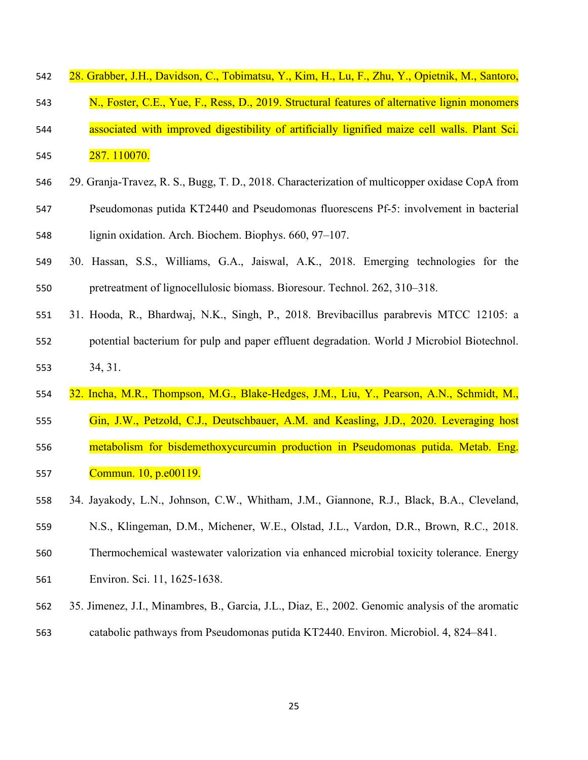28. Grabber, J.H., Davidson, C., Tobimatsu, Y., Kim, H., Lu, F., Zhu, Y., Opietnik, M., Santoro, N., Foster, C.E., Yue, F., Ress, D., 2019. Structural features of alternative lignin monomers associated with improved digestibility of artificially lignified maize cell walls. Plant Sci. 287. 110070.

29. Granja-Travez, R. S., Bugg, T. D., 2018. Characterization of multicopper oxidase CopA from Pseudomonas putida KT2440 and Pseudomonas fluorescens Pf-5: involvement in bacterial lignin oxidation. Arch. Biochem. Biophys. 660, 97–107.

30. Hassan, S.S., Williams, G.A., Jaiswal, A.K., 2018. Emerging technologies for the pretreatment of lignocellulosic biomass. Bioresour. Technol. 262, 310–318.

31. Hooda, R., Bhardwaj, N.K., Singh, P., 2018. Brevibacillus parabrevis MTCC 12105: a potential bacterium for pulp and paper effluent degradation. World J Microbiol Biotechnol. 34, 31.

32. Incha, M.R., Thompson, M.G., Blake-Hedges, J.M., Liu, Y., Pearson, A.N., Schmidt, M., Gin, J.W., Petzold, C.J., Deutschbauer, A.M. and Keasling, J.D., 2020. Leveraging host metabolism for bisdemethoxycurcumin production in Pseudomonas putida. Metab. Eng. Commun. 10, p.e00119.

34. Jayakody, L.N., Johnson, C.W., Whitham, J.M., Giannone, R.J., Black, B.A., Cleveland, N.S., Klingeman, D.M., Michener, W.E., Olstad, J.L., Vardon, D.R., Brown, R.C., 2018. Thermochemical wastewater valorization via enhanced microbial toxicity tolerance. Energy Environ. Sci. 11, 1625-1638.

35. Jimenez, J.I., Minambres, B., Garcia, J.L., Diaz, E., 2002. Genomic analysis of the aromatic catabolic pathways from Pseudomonas putida KT2440. Environ. Microbiol. 4, 824–841.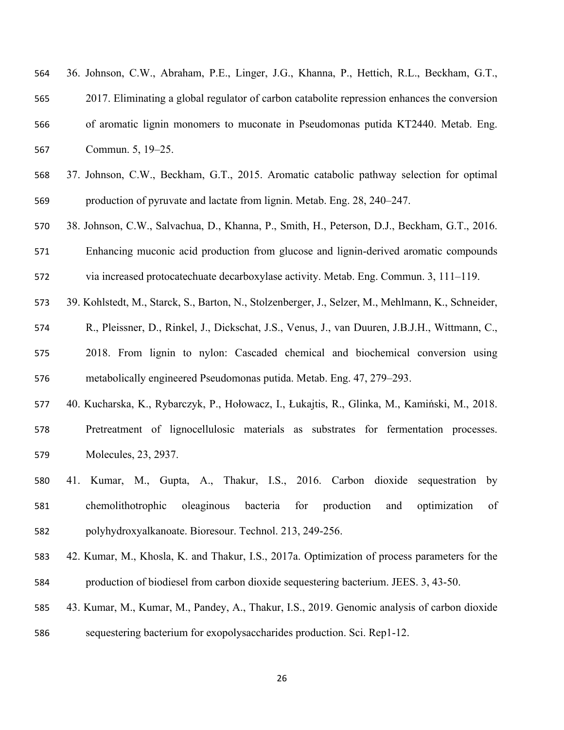36. Johnson, C.W., Abraham, P.E., Linger, J.G., Khanna, P., Hettich, R.L., Beckham, G.T., 2017. Eliminating a global regulator of carbon catabolite repression enhances the conversion of aromatic lignin monomers to muconate in Pseudomonas putida KT2440. Metab. Eng. Commun. 5, 19–25.

37. Johnson, C.W., Beckham, G.T., 2015. Aromatic catabolic pathway selection for optimal production of pyruvate and lactate from lignin. Metab. Eng. 28, 240–247.

38. Johnson, C.W., Salvachua, D., Khanna, P., Smith, H., Peterson, D.J., Beckham, G.T., 2016. Enhancing muconic acid production from glucose and lignin-derived aromatic compounds via increased protocatechuate decarboxylase activity. Metab. Eng. Commun. 3, 111–119.

39. Kohlstedt, M., Starck, S., Barton, N., Stolzenberger, J., Selzer, M., Mehlmann, K., Schneider, R., Pleissner, D., Rinkel, J., Dickschat, J.S., Venus, J., van Duuren, J.B.J.H., Wittmann, C., 2018. From lignin to nylon: Cascaded chemical and biochemical conversion using metabolically engineered Pseudomonas putida. Metab. Eng. 47, 279–293.

40. Kucharska, K., Rybarczyk, P., Hołowacz, I., Łukajtis, R., Glinka, M., Kamiński, M., 2018. Pretreatment of lignocellulosic materials as substrates for fermentation processes. Molecules, 23, 2937.

41. Kumar, M., Gupta, A., Thakur, I.S., 2016. Carbon dioxide sequestration by chemolithotrophic oleaginous bacteria for production and optimization of polyhydroxyalkanoate. Bioresour. Technol. 213, 249-256.

42. Kumar, M., Khosla, K. and Thakur, I.S., 2017a. Optimization of process parameters for the production of biodiesel from carbon dioxide sequestering bacterium. JEES. 3, 43-50.

43. Kumar, M., Kumar, M., Pandey, A., Thakur, I.S., 2019. Genomic analysis of carbon dioxide sequestering bacterium for exopolysaccharides production. Sci. Rep1-12.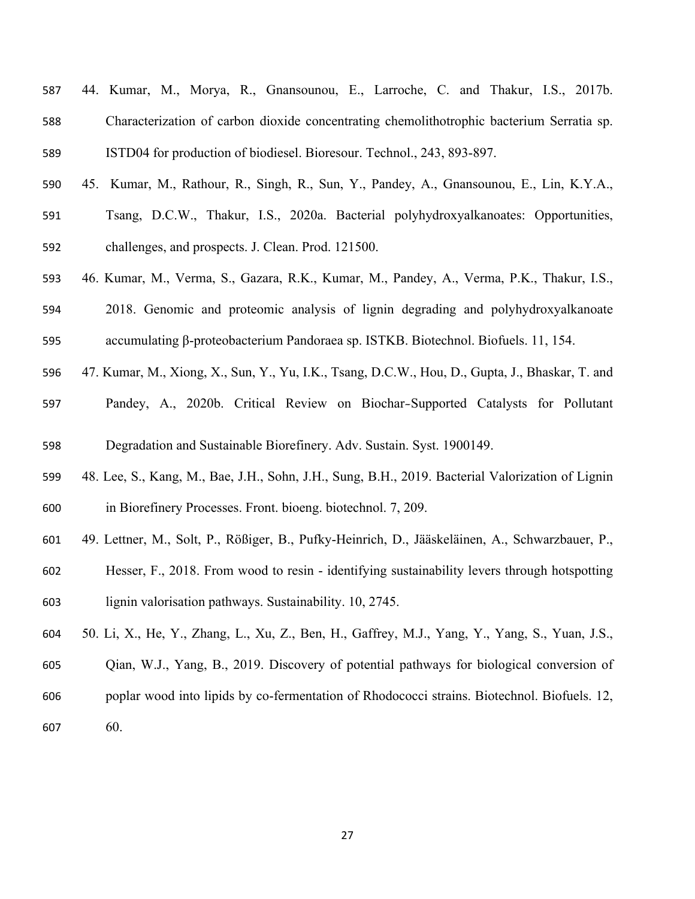44. Kumar, M., Morya, R., Gnansounou, E., Larroche, C. and Thakur, I.S., 2017b. Characterization of carbon dioxide concentrating chemolithotrophic bacterium Serratia sp. ISTD04 for production of biodiesel. Bioresour. Technol., 243, 893-897.

45. Kumar, M., Rathour, R., Singh, R., Sun, Y., Pandey, A., Gnansounou, E., Lin, K.Y.A., Tsang, D.C.W., Thakur, I.S., 2020a. Bacterial polyhydroxyalkanoates: Opportunities, challenges, and prospects. J. Clean. Prod. 121500.

46. Kumar, M., Verma, S., Gazara, R.K., Kumar, M., Pandey, A., Verma, P.K., Thakur, I.S., 2018. Genomic and proteomic analysis of lignin degrading and polyhydroxyalkanoate accumulating β-proteobacterium Pandoraea sp. ISTKB. Biotechnol. Biofuels. 11, 154.

47. Kumar, M., Xiong, X., Sun, Y., Yu, I.K., Tsang, D.C.W., Hou, D., Gupta, J., Bhaskar, T. and Pandey, A., 2020b. Critical Review on Biochar-Supported Catalysts for Pollutant Degradation and Sustainable Biorefinery. Adv. Sustain. Syst. 1900149.

48. Lee, S., Kang, M., Bae, J.H., Sohn, J.H., Sung, B.H., 2019. Bacterial Valorization of Lignin in Biorefinery Processes. Front. bioeng. biotechnol. 7, 209.

49. Lettner, M., Solt, P., Rößiger, B., Pufky-Heinrich, D., Jääskeläinen, A., Schwarzbauer, P., Hesser, F., 2018. From wood to resin - identifying sustainability levers through hotspotting lignin valorisation pathways. Sustainability. 10, 2745.

50. Li, X., He, Y., Zhang, L., Xu, Z., Ben, H., Gaffrey, M.J., Yang, Y., Yang, S., Yuan, J.S., Qian, W.J., Yang, B., 2019. Discovery of potential pathways for biological conversion of poplar wood into lipids by co-fermentation of Rhodococci strains. Biotechnol. Biofuels. 12, 60.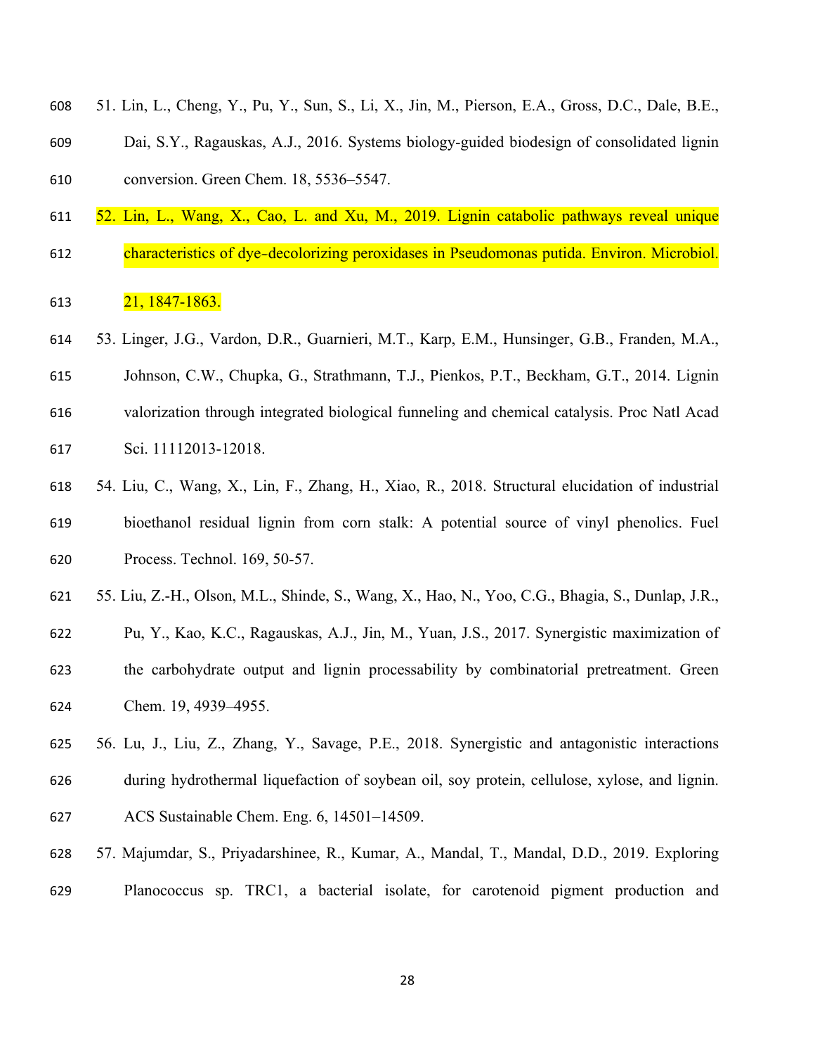51. Lin, L., Cheng, Y., Pu, Y., Sun, S., Li, X., Jin, M., Pierson, E.A., Gross, D.C., Dale, B.E., Dai, S.Y., Ragauskas, A.J., 2016. Systems biology-guided biodesign of consolidated lignin conversion. Green Chem. 18, 5536–5547.

52. Lin, L., Wang, X., Cao, L. and Xu, M., 2019. Lignin catabolic pathways reveal unique characteristics of dye‐decolorizing peroxidases in Pseudomonas putida. Environ. Microbiol. 21, 1847-1863.

53. Linger, J.G., Vardon, D.R., Guarnieri, M.T., Karp, E.M., Hunsinger, G.B., Franden, M.A., Johnson, C.W., Chupka, G., Strathmann, T.J., Pienkos, P.T., Beckham, G.T., 2014. Lignin valorization through integrated biological funneling and chemical catalysis. Proc Natl Acad Sci. 11112013-12018.

54. Liu, C., Wang, X., Lin, F., Zhang, H., Xiao, R., 2018. Structural elucidation of industrial bioethanol residual lignin from corn stalk: A potential source of vinyl phenolics. Fuel Process. Technol. 169, 50-57.

55. Liu, Z.-H., Olson, M.L., Shinde, S., Wang, X., Hao, N., Yoo, C.G., Bhagia, S., Dunlap, J.R., Pu, Y., Kao, K.C., Ragauskas, A.J., Jin, M., Yuan, J.S., 2017. Synergistic maximization of the carbohydrate output and lignin processability by combinatorial pretreatment. Green Chem. 19, 4939–4955.

56. Lu, J., Liu, Z., Zhang, Y., Savage, P.E., 2018. Synergistic and antagonistic interactions during hydrothermal liquefaction of soybean oil, soy protein, cellulose, xylose, and lignin. ACS Sustainable Chem. Eng. 6, 14501–14509.

57. Majumdar, S., Priyadarshinee, R., Kumar, A., Mandal, T., Mandal, D.D., 2019. Exploring Planococcus sp. TRC1, a bacterial isolate, for carotenoid pigment production and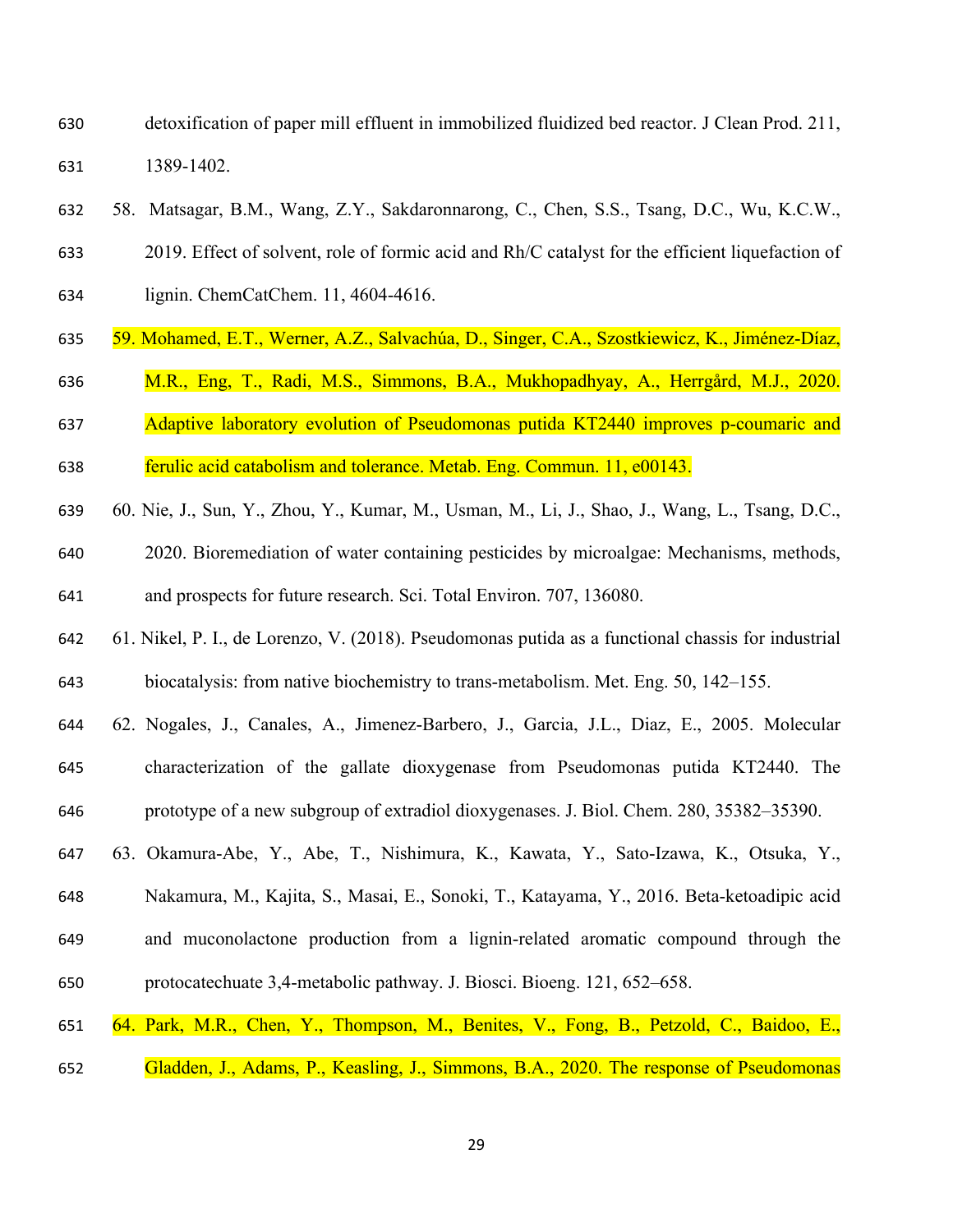detoxification of paper mill effluent in immobilized fluidized bed reactor. J Clean Prod. 211, 1389-1402.

58. Matsagar, B.M., Wang, Z.Y., Sakdaronnarong, C., Chen, S.S., Tsang, D.C., Wu, K.C.W., 2019. Effect of solvent, role of formic acid and Rh/C catalyst for the efficient liquefaction of lignin. ChemCatChem. 11, 4604-4616.

59. Mohamed, E.T., Werner, A.Z., Salvachúa, D., Singer, C.A., Szostkiewicz, K., Jiménez-Díaz, M.R., Eng, T., Radi, M.S., Simmons, B.A., Mukhopadhyay, A., Herrgård, M.J., 2020. Adaptive laboratory evolution of Pseudomonas putida KT2440 improves p-coumaric and ferulic acid catabolism and tolerance. Metab. Eng. Commun. 11, e00143.

60. Nie, J., Sun, Y., Zhou, Y., Kumar, M., Usman, M., Li, J., Shao, J., Wang, L., Tsang, D.C., 2020. Bioremediation of water containing pesticides by microalgae: Mechanisms, methods, and prospects for future research. Sci. Total Environ. 707, 136080.

61. Nikel, P. I., de Lorenzo, V. (2018). Pseudomonas putida as a functional chassis for industrial biocatalysis: from native biochemistry to trans-metabolism. Met. Eng. 50, 142–155.

62. Nogales, J., Canales, A., Jimenez-Barbero, J., Garcia, J.L., Diaz, E., 2005. Molecular characterization of the gallate dioxygenase from Pseudomonas putida KT2440. The prototype of a new subgroup of extradiol dioxygenases. J. Biol. Chem. 280, 35382–35390.

63. Okamura-Abe, Y., Abe, T., Nishimura, K., Kawata, Y., Sato-Izawa, K., Otsuka, Y., Nakamura, M., Kajita, S., Masai, E., Sonoki, T., Katayama, Y., 2016. Beta-ketoadipic acid and muconolactone production from a lignin-related aromatic compound through the protocatechuate 3,4-metabolic pathway. J. Biosci. Bioeng. 121, 652–658.

64. Park, M.R., Chen, Y., Thompson, M., Benites, V., Fong, B., Petzold, C., Baidoo, E., Gladden, J., Adams, P., Keasling, J., Simmons, B.A., 2020. The response of Pseudomonas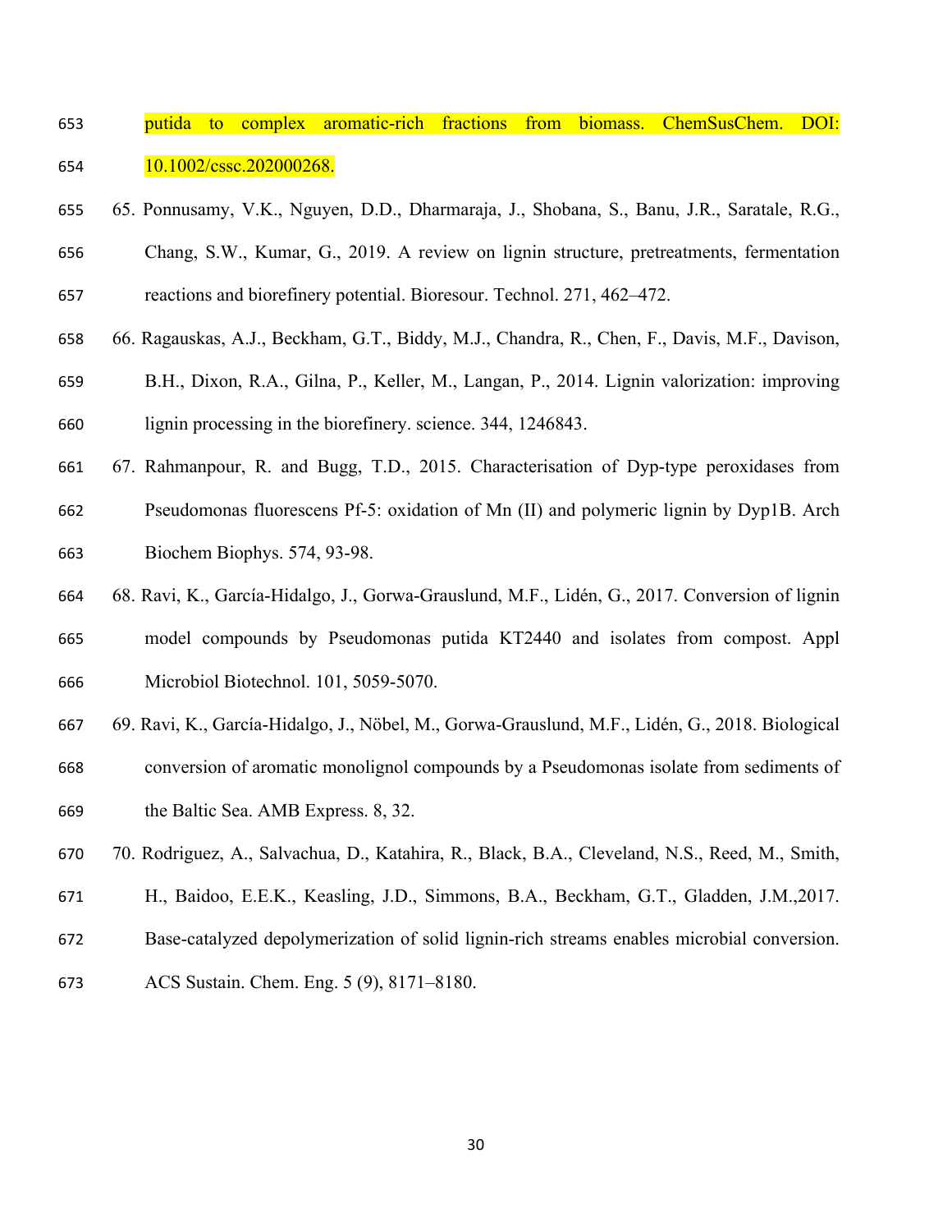putida to complex aromatic-rich fractions from biomass. ChemSusChem. DOI: 10.1002/cssc.202000268.

65. Ponnusamy, V.K., Nguyen, D.D., Dharmaraja, J., Shobana, S., Banu, J.R., Saratale, R.G., Chang, S.W., Kumar, G., 2019. A review on lignin structure, pretreatments, fermentation reactions and biorefinery potential. Bioresour. Technol. 271, 462–472.

66. Ragauskas, A.J., Beckham, G.T., Biddy, M.J., Chandra, R., Chen, F., Davis, M.F., Davison, B.H., Dixon, R.A., Gilna, P., Keller, M., Langan, P., 2014. Lignin valorization: improving lignin processing in the biorefinery. science. 344, 1246843.

67. Rahmanpour, R. and Bugg, T.D., 2015. Characterisation of Dyp-type peroxidases from Pseudomonas fluorescens Pf-5: oxidation of Mn (II) and polymeric lignin by Dyp1B. Arch Biochem Biophys. 574, 93-98.

68. Ravi, K., García-Hidalgo, J., Gorwa-Grauslund, M.F., Lidén, G., 2017. Conversion of lignin model compounds by Pseudomonas putida KT2440 and isolates from compost. Appl Microbiol Biotechnol. 101, 5059-5070.

69. Ravi, K., García-Hidalgo, J., Nöbel, M., Gorwa-Grauslund, M.F., Lidén, G., 2018. Biological conversion of aromatic monolignol compounds by a Pseudomonas isolate from sediments of the Baltic Sea. AMB Express. 8, 32.

70. Rodriguez, A., Salvachua, D., Katahira, R., Black, B.A., Cleveland, N.S., Reed, M., Smith, H., Baidoo, E.E.K., Keasling, J.D., Simmons, B.A., Beckham, G.T., Gladden, J.M.,2017. Base-catalyzed depolymerization of solid lignin-rich streams enables microbial conversion. ACS Sustain. Chem. Eng. 5 (9), 8171–8180.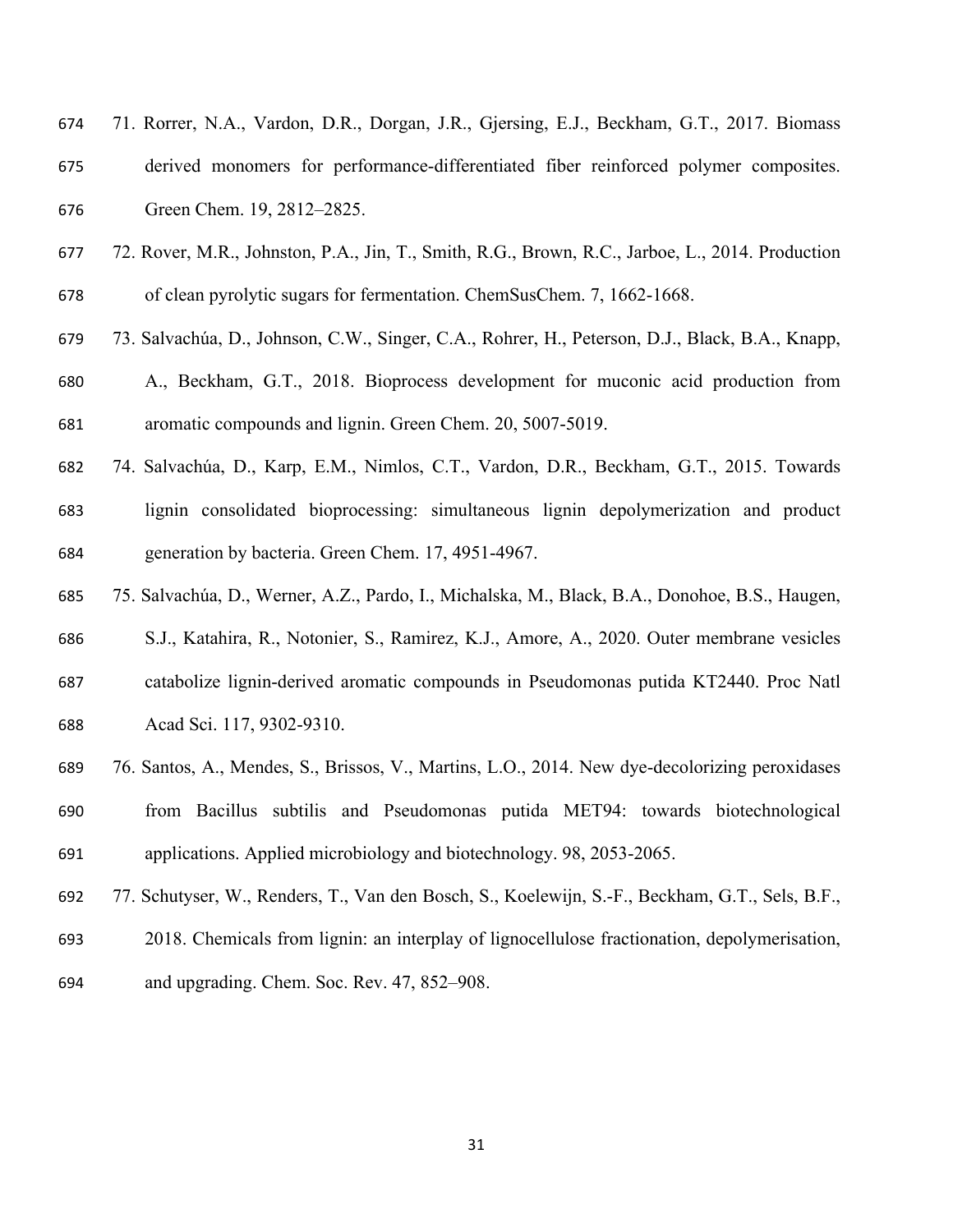71. Rorrer, N.A., Vardon, D.R., Dorgan, J.R., Gjersing, E.J., Beckham, G.T., 2017. Biomass derived monomers for performance-differentiated fiber reinforced polymer composites. Green Chem. 19, 2812–2825.

72. Rover, M.R., Johnston, P.A., Jin, T., Smith, R.G., Brown, R.C., Jarboe, L., 2014. Production of clean pyrolytic sugars for fermentation. ChemSusChem. 7, 1662-1668.

73. Salvachúa, D., Johnson, C.W., Singer, C.A., Rohrer, H., Peterson, D.J., Black, B.A., Knapp, A., Beckham, G.T., 2018. Bioprocess development for muconic acid production from aromatic compounds and lignin. Green Chem. 20, 5007-5019.

74. Salvachúa, D., Karp, E.M., Nimlos, C.T., Vardon, D.R., Beckham, G.T., 2015. Towards lignin consolidated bioprocessing: simultaneous lignin depolymerization and product generation by bacteria. Green Chem. 17, 4951-4967.

75. Salvachúa, D., Werner, A.Z., Pardo, I., Michalska, M., Black, B.A., Donohoe, B.S., Haugen, S.J., Katahira, R., Notonier, S., Ramirez, K.J., Amore, A., 2020. Outer membrane vesicles catabolize lignin-derived aromatic compounds in Pseudomonas putida KT2440. Proc Natl Acad Sci. 117, 9302-9310.

76. Santos, A., Mendes, S., Brissos, V., Martins, L.O., 2014. New dye-decolorizing peroxidases from Bacillus subtilis and Pseudomonas putida MET94: towards biotechnological applications. Applied microbiology and biotechnology. 98, 2053-2065.

77. Schutyser, W., Renders, T., Van den Bosch, S., Koelewijn, S.-F., Beckham, G.T., Sels, B.F., 2018. Chemicals from lignin: an interplay of lignocellulose fractionation, depolymerisation, and upgrading. Chem. Soc. Rev. 47, 852–908.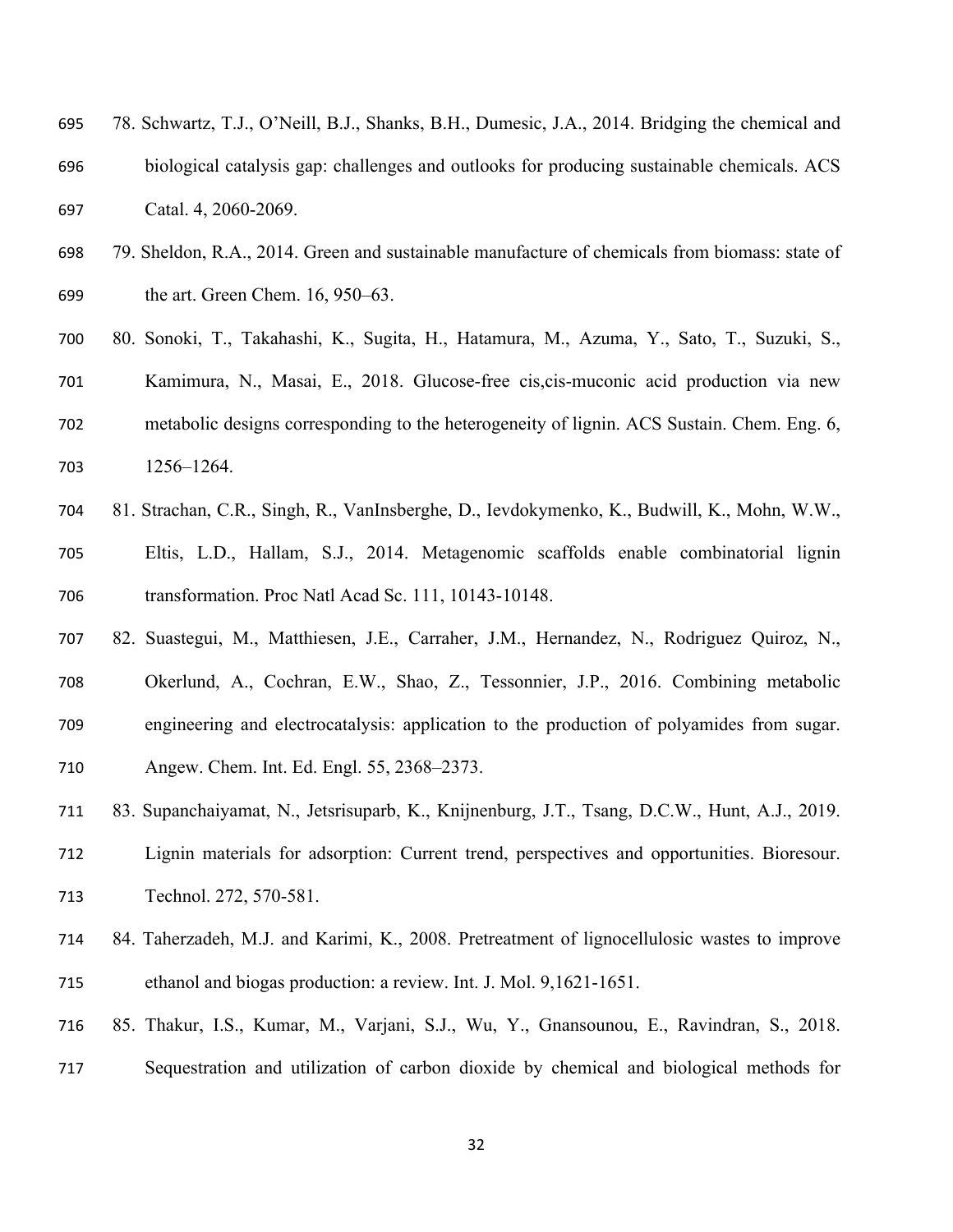78. Schwartz, T.J., O'Neill, B.J., Shanks, B.H., Dumesic, J.A., 2014. Bridging the chemical and biological catalysis gap: challenges and outlooks for producing sustainable chemicals. ACS Catal. 4, 2060-2069.

79. Sheldon, R.A., 2014. Green and sustainable manufacture of chemicals from biomass: state of the art. Green Chem. 16, 950–63.

80. Sonoki, T., Takahashi, K., Sugita, H., Hatamura, M., Azuma, Y., Sato, T., Suzuki, S., Kamimura, N., Masai, E., 2018. Glucose-free cis,cis-muconic acid production via new metabolic designs corresponding to the heterogeneity of lignin. ACS Sustain. Chem. Eng. 6, 1256–1264.

81. Strachan, C.R., Singh, R., VanInsberghe, D., Ievdokymenko, K., Budwill, K., Mohn, W.W., Eltis, L.D., Hallam, S.J., 2014. Metagenomic scaffolds enable combinatorial lignin transformation. Proc Natl Acad Sc. 111, 10143-10148.

82. Suastegui, M., Matthiesen, J.E., Carraher, J.M., Hernandez, N., Rodriguez Quiroz, N., Okerlund, A., Cochran, E.W., Shao, Z., Tessonnier, J.P., 2016. Combining metabolic engineering and electrocatalysis: application to the production of polyamides from sugar. Angew. Chem. Int. Ed. Engl. 55, 2368–2373.

83. Supanchaiyamat, N., Jetsrisuparb, K., Knijnenburg, J.T., Tsang, D.C.W., Hunt, A.J., 2019. Lignin materials for adsorption: Current trend, perspectives and opportunities. Bioresour. Technol. 272, 570-581.

84. Taherzadeh, M.J. and Karimi, K., 2008. Pretreatment of lignocellulosic wastes to improve ethanol and biogas production: a review. Int. J. Mol. 9,1621-1651.

85. Thakur, I.S., Kumar, M., Varjani, S.J., Wu, Y., Gnansounou, E., Ravindran, S., 2018. Sequestration and utilization of carbon dioxide by chemical and biological methods for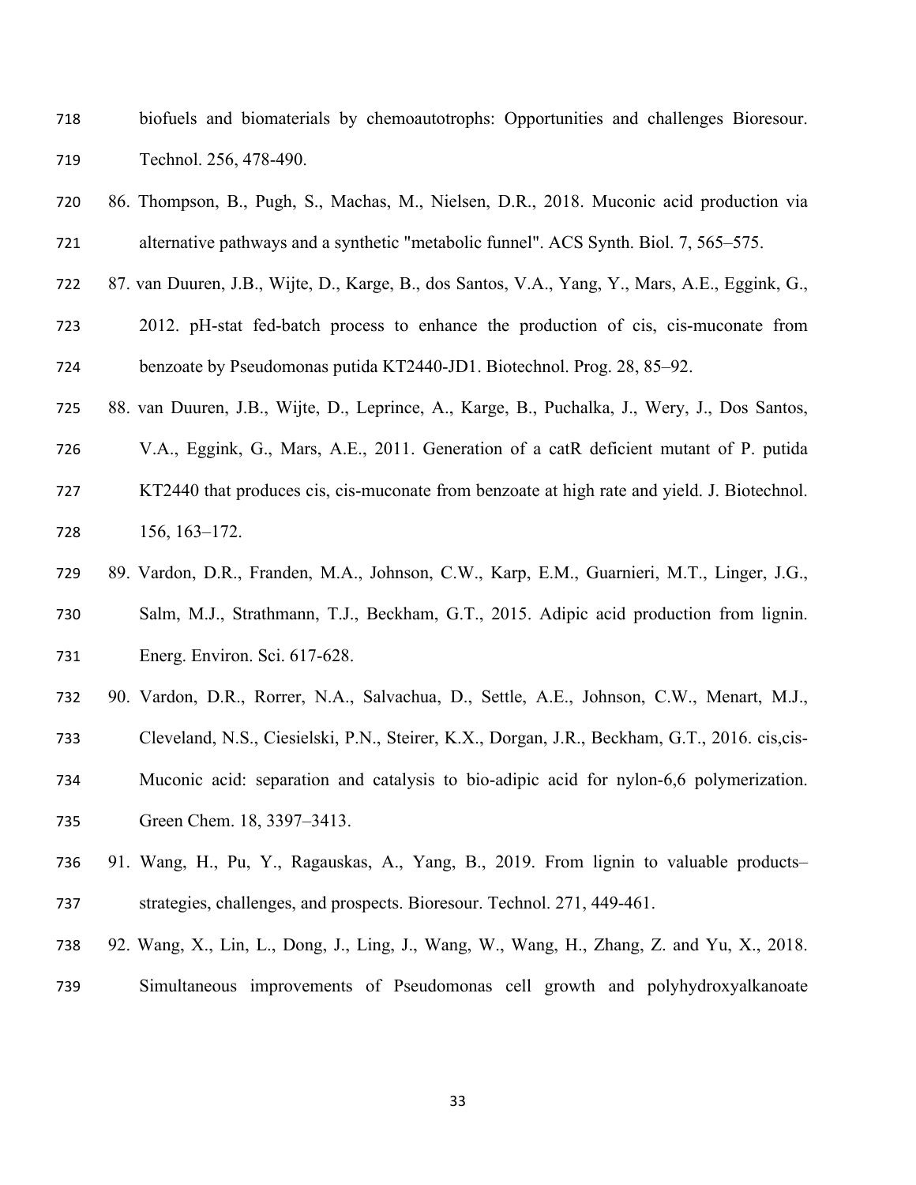biofuels and biomaterials by chemoautotrophs: Opportunities and challenges Bioresour. Technol. 256, 478-490.

86. Thompson, B., Pugh, S., Machas, M., Nielsen, D.R., 2018. Muconic acid production via alternative pathways and a synthetic "metabolic funnel". ACS Synth. Biol. 7, 565–575.

87. van Duuren, J.B., Wijte, D., Karge, B., dos Santos, V.A., Yang, Y., Mars, A.E., Eggink, G., 2012. pH-stat fed-batch process to enhance the production of cis, cis-muconate from benzoate by Pseudomonas putida KT2440-JD1. Biotechnol. Prog. 28, 85–92.

88. van Duuren, J.B., Wijte, D., Leprince, A., Karge, B., Puchalka, J., Wery, J., Dos Santos, V.A., Eggink, G., Mars, A.E., 2011. Generation of a catR deficient mutant of P. putida KT2440 that produces cis, cis-muconate from benzoate at high rate and yield. J. Biotechnol. 156, 163–172.

89. Vardon, D.R., Franden, M.A., Johnson, C.W., Karp, E.M., Guarnieri, M.T., Linger, J.G., Salm, M.J., Strathmann, T.J., Beckham, G.T., 2015. Adipic acid production from lignin. Energ. Environ. Sci. 617-628.

90. Vardon, D.R., Rorrer, N.A., Salvachua, D., Settle, A.E., Johnson, C.W., Menart, M.J., Cleveland, N.S., Ciesielski, P.N., Steirer, K.X., Dorgan, J.R., Beckham, G.T., 2016. cis,cis-Muconic acid: separation and catalysis to bio-adipic acid for nylon-6,6 polymerization. Green Chem. 18, 3397–3413.

91. Wang, H., Pu, Y., Ragauskas, A., Yang, B., 2019. From lignin to valuable products– strategies, challenges, and prospects. Bioresour. Technol. 271, 449-461.

92. Wang, X., Lin, L., Dong, J., Ling, J., Wang, W., Wang, H., Zhang, Z. and Yu, X., 2018. Simultaneous improvements of Pseudomonas cell growth and polyhydroxyalkanoate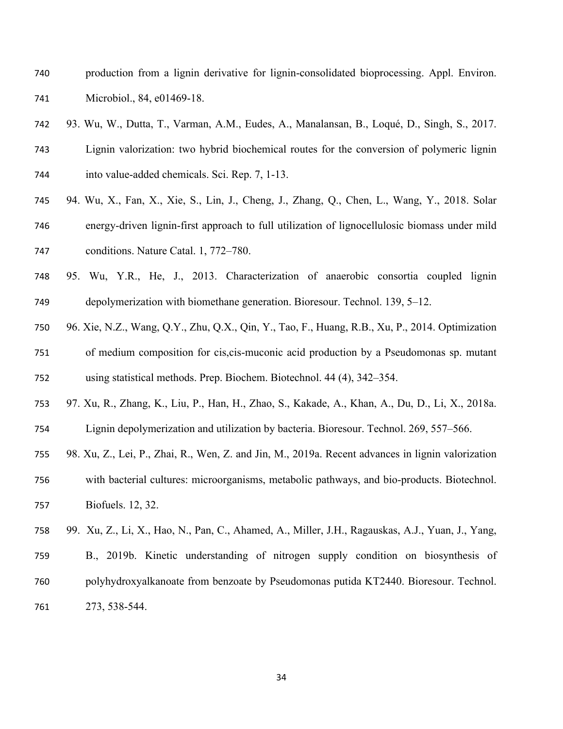production from a lignin derivative for lignin-consolidated bioprocessing. Appl. Environ. Microbiol., 84, e01469-18.

93. Wu, W., Dutta, T., Varman, A.M., Eudes, A., Manalansan, B., Loqué, D., Singh, S., 2017. Lignin valorization: two hybrid biochemical routes for the conversion of polymeric lignin into value-added chemicals. Sci. Rep. 7, 1-13.

94. Wu, X., Fan, X., Xie, S., Lin, J., Cheng, J., Zhang, Q., Chen, L., Wang, Y., 2018. Solar energy-driven lignin-first approach to full utilization of lignocellulosic biomass under mild conditions. Nature Catal. 1, 772–780.

95. Wu, Y.R., He, J., 2013. Characterization of anaerobic consortia coupled lignin depolymerization with biomethane generation. Bioresour. Technol. 139, 5–12.

96. Xie, N.Z., Wang, Q.Y., Zhu, Q.X., Qin, Y., Tao, F., Huang, R.B., Xu, P., 2014. Optimization of medium composition for cis,cis-muconic acid production by a Pseudomonas sp. mutant using statistical methods. Prep. Biochem. Biotechnol. 44 (4), 342–354.

97. Xu, R., Zhang, K., Liu, P., Han, H., Zhao, S., Kakade, A., Khan, A., Du, D., Li, X., 2018a. Lignin depolymerization and utilization by bacteria. Bioresour. Technol. 269, 557–566.

98. Xu, Z., Lei, P., Zhai, R., Wen, Z. and Jin, M., 2019a. Recent advances in lignin valorization with bacterial cultures: microorganisms, metabolic pathways, and bio-products. Biotechnol. Biofuels. 12, 32.

99. Xu, Z., Li, X., Hao, N., Pan, C., Ahamed, A., Miller, J.H., Ragauskas, A.J., Yuan, J., Yang, B., 2019b. Kinetic understanding of nitrogen supply condition on biosynthesis of polyhydroxyalkanoate from benzoate by Pseudomonas putida KT2440. Bioresour. Technol. 273, 538-544.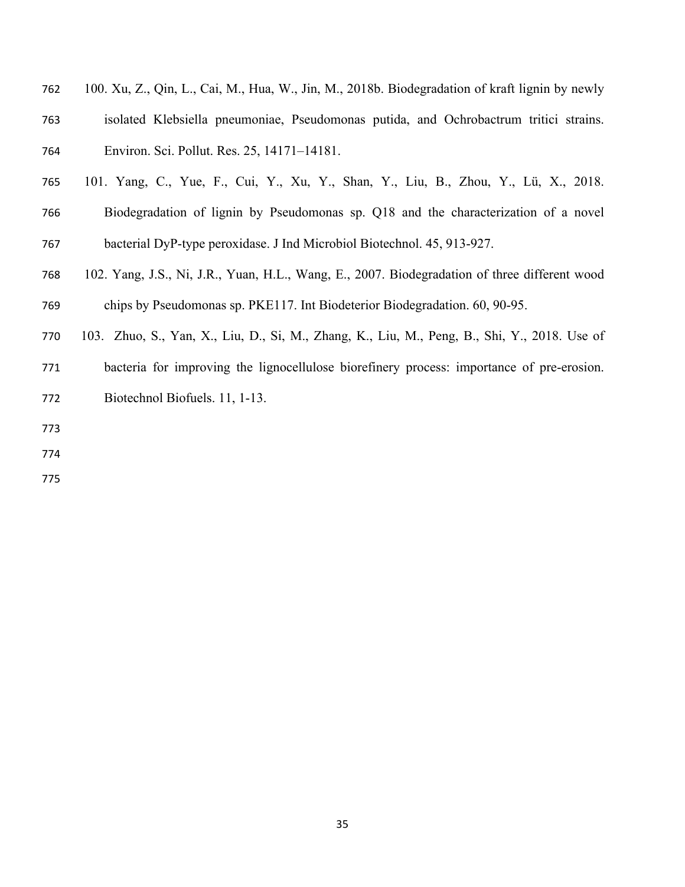100. Xu, Z., Qin, L., Cai, M., Hua, W., Jin, M., 2018b. Biodegradation of kraft lignin by newly isolated Klebsiella pneumoniae, Pseudomonas putida, and Ochrobactrum tritici strains. Environ. Sci. Pollut. Res. 25, 14171–14181.

101. Yang, C., Yue, F., Cui, Y., Xu, Y., Shan, Y., Liu, B., Zhou, Y., Lü, X., 2018. Biodegradation of lignin by Pseudomonas sp. Q18 and the characterization of a novel bacterial DyP-type peroxidase. J Ind Microbiol Biotechnol. 45, 913-927.

102. Yang, J.S., Ni, J.R., Yuan, H.L., Wang, E., 2007. Biodegradation of three different wood chips by Pseudomonas sp. PKE117. Int Biodeterior Biodegradation. 60, 90-95.

103. Zhuo, S., Yan, X., Liu, D., Si, M., Zhang, K., Liu, M., Peng, B., Shi, Y., 2018. Use of bacteria for improving the lignocellulose biorefinery process: importance of pre-erosion. Biotechnol Biofuels. 11, 1-13.